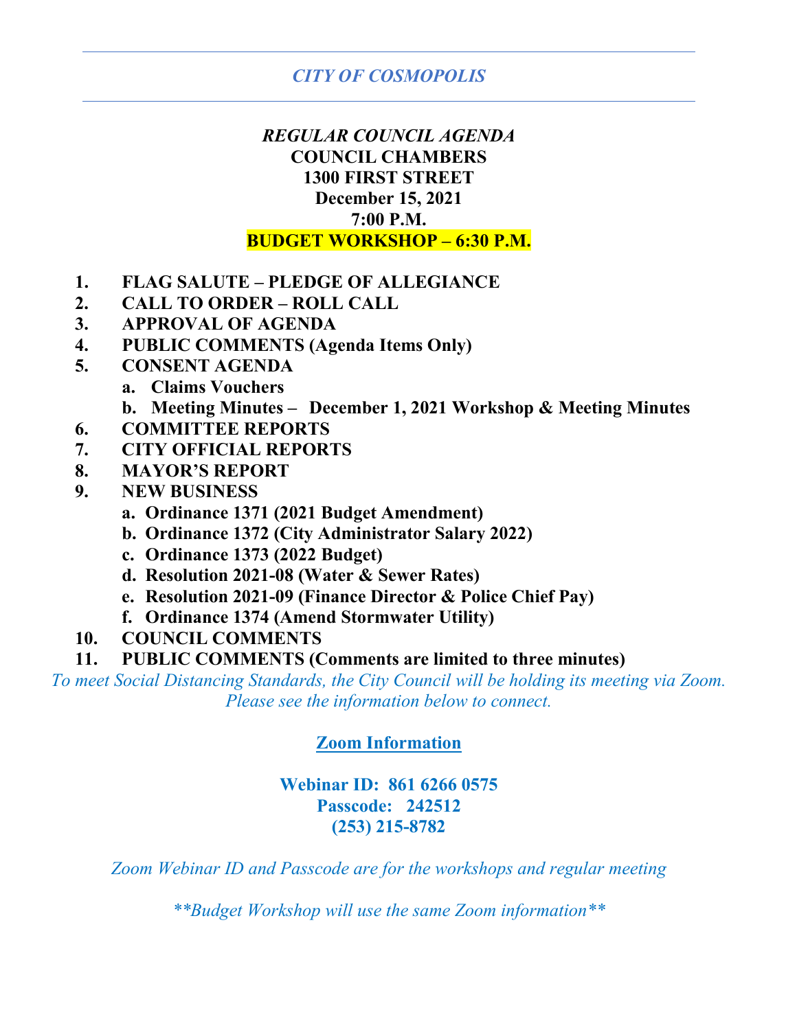*CITY OF COSMOPOLIS*

---

***REGULAR COUNCIL AGENDA***
**COUNCIL CHAMBERS**
**1300 FIRST STREET**
**December 15, 2021**
**7:00 P.M.**
**BUDGET WORKSHOP – 6:30 P.M.**

1. **FLAG SALUTE – PLEDGE OF ALLEGIANCE**
2. **CALL TO ORDER – ROLL CALL**
3. **APPROVAL OF AGENDA**
4. **PUBLIC COMMENTS (Agenda Items Only)**
5. **CONSENT AGENDA**
   a. **Claims Vouchers**
   b. **Meeting Minutes – December 1, 2021 Workshop & Meeting Minutes**
6. **COMMITTEE REPORTS**
7. **CITY OFFICIAL REPORTS**
8. **MAYOR'S REPORT**
9. **NEW BUSINESS**
   a. **Ordinance 1371 (2021 Budget Amendment)**
   b. **Ordinance 1372 (City Administrator Salary 2022)**
   c. **Ordinance 1373 (2022 Budget)**
   d. **Resolution 2021-08 (Water & Sewer Rates)**
   e. **Resolution 2021-09 (Finance Director & Police Chief Pay)**
   f. **Ordinance 1374 (Amend Stormwater Utility)**
10. **COUNCIL COMMENTS**
11. **PUBLIC COMMENTS (Comments are limited to three minutes)**

*To meet Social Distancing Standards, the City Council will be holding its meeting via Zoom. Please see the information below to connect.*

**Zoom Information**

**Webinar ID: 861 6266 0575**
**Passcode: 242512**
**(253) 215-8782**

*Zoom Webinar ID and Passcode are for the workshops and regular meeting*

*\*\*Budget Workshop will use the same Zoom information\*\**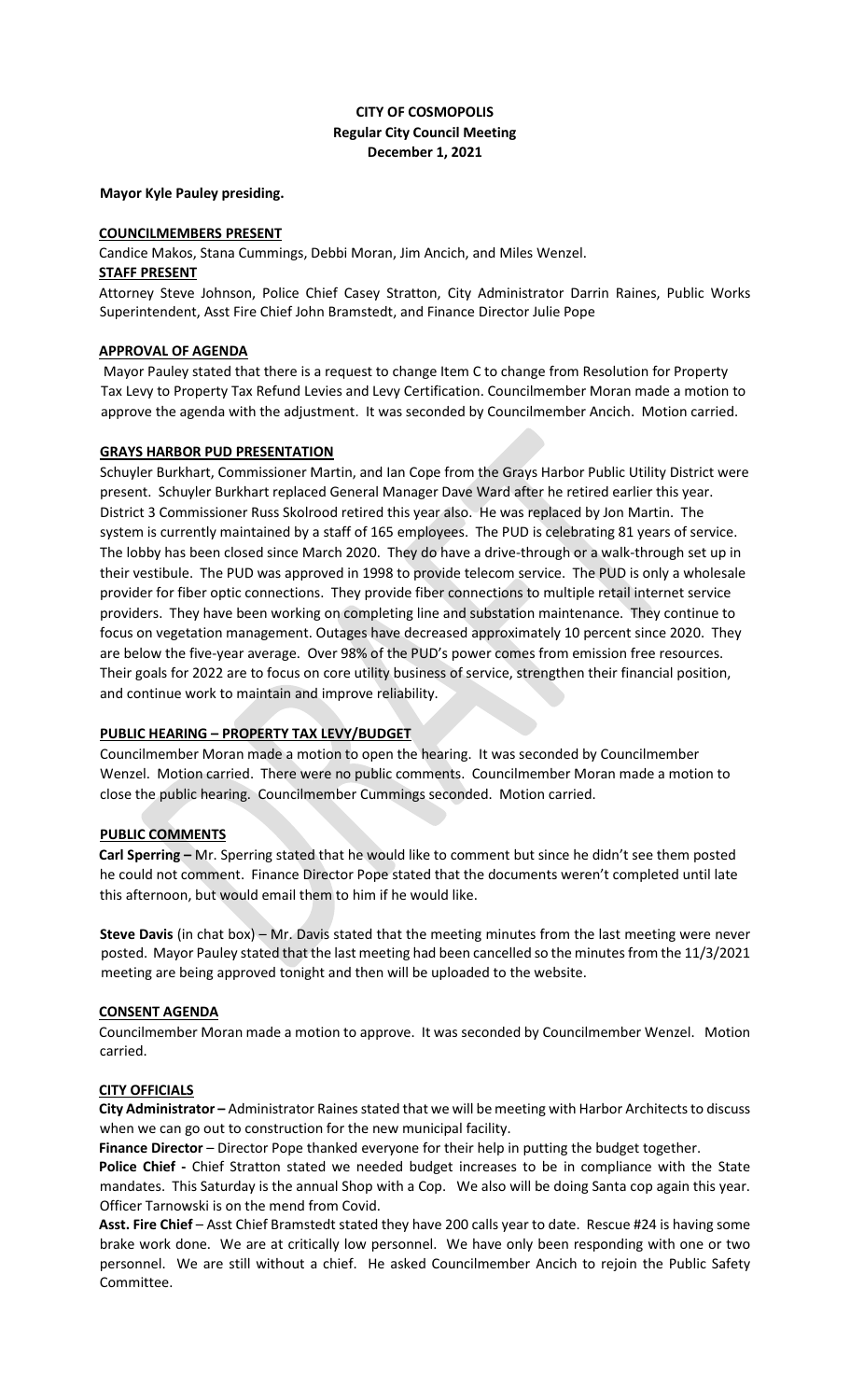**CITY OF COSMOPOLIS**
**Regular City Council Meeting**
**December 1, 2021**

**Mayor Kyle Pauley presiding.**

**COUNCILMEMBERS PRESENT**

Candice Makos, Stana Cummings, Debbi Moran, Jim Ancich, and Miles Wenzel.

**STAFF PRESENT**

Attorney Steve Johnson, Police Chief Casey Stratton, City Administrator Darrin Raines, Public Works Superintendent, Asst Fire Chief John Bramstedt, and Finance Director Julie Pope

**APPROVAL OF AGENDA**

Mayor Pauley stated that there is a request to change Item C to change from Resolution for Property Tax Levy to Property Tax Refund Levies and Levy Certification. Councilmember Moran made a motion to approve the agenda with the adjustment. It was seconded by Councilmember Ancich. Motion carried.

**GRAYS HARBOR PUD PRESENTATION**

Schuyler Burkhart, Commissioner Martin, and Ian Cope from the Grays Harbor Public Utility District were present. Schuyler Burkhart replaced General Manager Dave Ward after he retired earlier this year. District 3 Commissioner Russ Skolrood retired this year also. He was replaced by Jon Martin. The system is currently maintained by a staff of 165 employees. The PUD is celebrating 81 years of service. The lobby has been closed since March 2020. They do have a drive-through or a walk-through set up in their vestibule. The PUD was approved in 1998 to provide telecom service. The PUD is only a wholesale provider for fiber optic connections. They provide fiber connections to multiple retail internet service providers. They have been working on completing line and substation maintenance. They continue to focus on vegetation management. Outages have decreased approximately 10 percent since 2020. They are below the five-year average. Over 98% of the PUD's power comes from emission free resources. Their goals for 2022 are to focus on core utility business of service, strengthen their financial position, and continue work to maintain and improve reliability.

**PUBLIC HEARING – PROPERTY TAX LEVY/BUDGET**

Councilmember Moran made a motion to open the hearing. It was seconded by Councilmember Wenzel. Motion carried. There were no public comments. Councilmember Moran made a motion to close the public hearing. Councilmember Cummings seconded. Motion carried.

**PUBLIC COMMENTS**

**Carl Sperring –** Mr. Sperring stated that he would like to comment but since he didn't see them posted he could not comment. Finance Director Pope stated that the documents weren't completed until late this afternoon, but would email them to him if he would like.

**Steve Davis** (in chat box) – Mr. Davis stated that the meeting minutes from the last meeting were never posted. Mayor Pauley stated that the last meeting had been cancelled so the minutes from the 11/3/2021 meeting are being approved tonight and then will be uploaded to the website.

**CONSENT AGENDA**

Councilmember Moran made a motion to approve. It was seconded by Councilmember Wenzel. Motion carried.

**CITY OFFICIALS**

**City Administrator –** Administrator Raines stated that we will be meeting with Harbor Architects to discuss when we can go out to construction for the new municipal facility.

**Finance Director** – Director Pope thanked everyone for their help in putting the budget together.

**Police Chief -** Chief Stratton stated we needed budget increases to be in compliance with the State mandates. This Saturday is the annual Shop with a Cop. We also will be doing Santa cop again this year. Officer Tarnowski is on the mend from Covid.

**Asst. Fire Chief** – Asst Chief Bramstedt stated they have 200 calls year to date. Rescue #24 is having some brake work done. We are at critically low personnel. We have only been responding with one or two personnel. We are still without a chief. He asked Councilmember Ancich to rejoin the Public Safety Committee.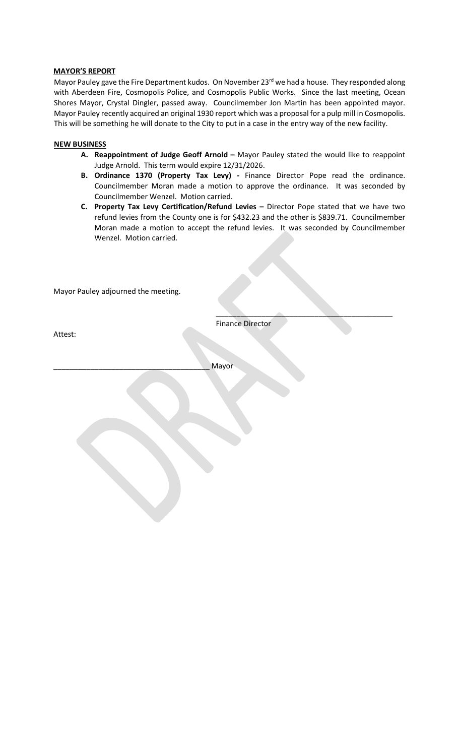**MAYOR'S REPORT**

Mayor Pauley gave the Fire Department kudos. On November 23rd we had a house. They responded along with Aberdeen Fire, Cosmopolis Police, and Cosmopolis Public Works. Since the last meeting, Ocean Shores Mayor, Crystal Dingler, passed away. Councilmember Jon Martin has been appointed mayor. Mayor Pauley recently acquired an original 1930 report which was a proposal for a pulp mill in Cosmopolis. This will be something he will donate to the City to put in a case in the entry way of the new facility.

**NEW BUSINESS**

- **A. Reappointment of Judge Geoff Arnold –** Mayor Pauley stated the would like to reappoint Judge Arnold. This term would expire 12/31/2026.
- **B. Ordinance 1370 (Property Tax Levy) -** Finance Director Pope read the ordinance. Councilmember Moran made a motion to approve the ordinance. It was seconded by Councilmember Wenzel. Motion carried.
- **C. Property Tax Levy Certification/Refund Levies –** Director Pope stated that we have two refund levies from the County one is for $432.23 and the other is $839.71. Councilmember Moran made a motion to accept the refund levies. It was seconded by Councilmember Wenzel. Motion carried.

Mayor Pauley adjourned the meeting.

_____________________________________________
Finance Director

Attest:

_____________________________________ Mayor

DRAFT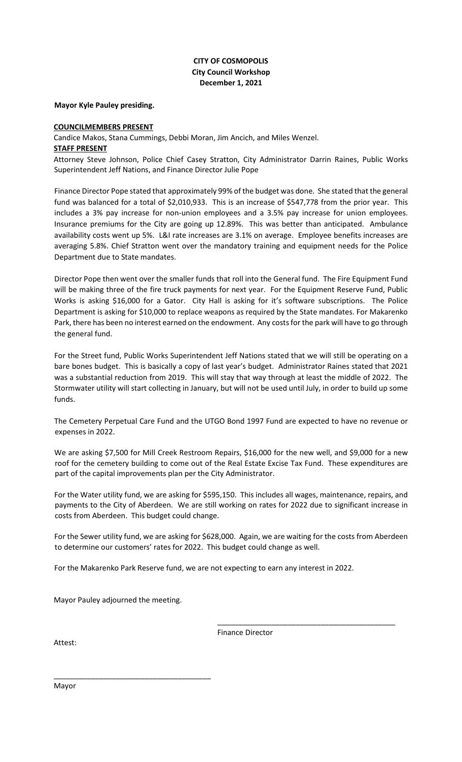**CITY OF COSMOPOLIS**
**City Council Workshop**
**December 1, 2021**

**Mayor Kyle Pauley presiding.**

**COUNCILMEMBERS PRESENT**

Candice Makos, Stana Cummings, Debbi Moran, Jim Ancich, and Miles Wenzel.

**STAFF PRESENT**

Attorney Steve Johnson, Police Chief Casey Stratton, City Administrator Darrin Raines, Public Works Superintendent Jeff Nations, and Finance Director Julie Pope

Finance Director Pope stated that approximately 99% of the budget was done. She stated that the general fund was balanced for a total of $2,010,933. This is an increase of $547,778 from the prior year. This includes a 3% pay increase for non-union employees and a 3.5% pay increase for union employees. Insurance premiums for the City are going up 12.89%. This was better than anticipated. Ambulance availability costs went up 5%. L&I rate increases are 3.1% on average. Employee benefits increases are averaging 5.8%. Chief Stratton went over the mandatory training and equipment needs for the Police Department due to State mandates.

Director Pope then went over the smaller funds that roll into the General fund. The Fire Equipment Fund will be making three of the fire truck payments for next year. For the Equipment Reserve Fund, Public Works is asking $16,000 for a Gator. City Hall is asking for it's software subscriptions. The Police Department is asking for $10,000 to replace weapons as required by the State mandates. For Makarenko Park, there has been no interest earned on the endowment. Any costs for the park will have to go through the general fund.

For the Street fund, Public Works Superintendent Jeff Nations stated that we will still be operating on a bare bones budget. This is basically a copy of last year's budget. Administrator Raines stated that 2021 was a substantial reduction from 2019. This will stay that way through at least the middle of 2022. The Stormwater utility will start collecting in January, but will not be used until July, in order to build up some funds.

The Cemetery Perpetual Care Fund and the UTGO Bond 1997 Fund are expected to have no revenue or expenses in 2022.

We are asking $7,500 for Mill Creek Restroom Repairs, $16,000 for the new well, and $9,000 for a new roof for the cemetery building to come out of the Real Estate Excise Tax Fund. These expenditures are part of the capital improvements plan per the City Administrator.

For the Water utility fund, we are asking for $595,150. This includes all wages, maintenance, repairs, and payments to the City of Aberdeen. We are still working on rates for 2022 due to significant increase in costs from Aberdeen. This budget could change.

For the Sewer utility fund, we are asking for $628,000. Again, we are waiting for the costs from Aberdeen to determine our customers' rates for 2022. This budget could change as well.

For the Makarenko Park Reserve fund, we are not expecting to earn any interest in 2022.

Mayor Pauley adjourned the meeting.

\_\_\_\_\_\_\_\_\_\_\_\_\_\_\_\_\_\_\_\_\_\_\_\_\_\_\_\_\_\_\_\_\_\_\_\_\_\_\_\_\_\_\_\_

Finance Director

Attest:

\_\_\_\_\_\_\_\_\_\_\_\_\_\_\_\_\_\_\_\_\_\_\_\_\_\_\_\_\_\_\_\_\_\_\_\_\_\_\_\_

Mayor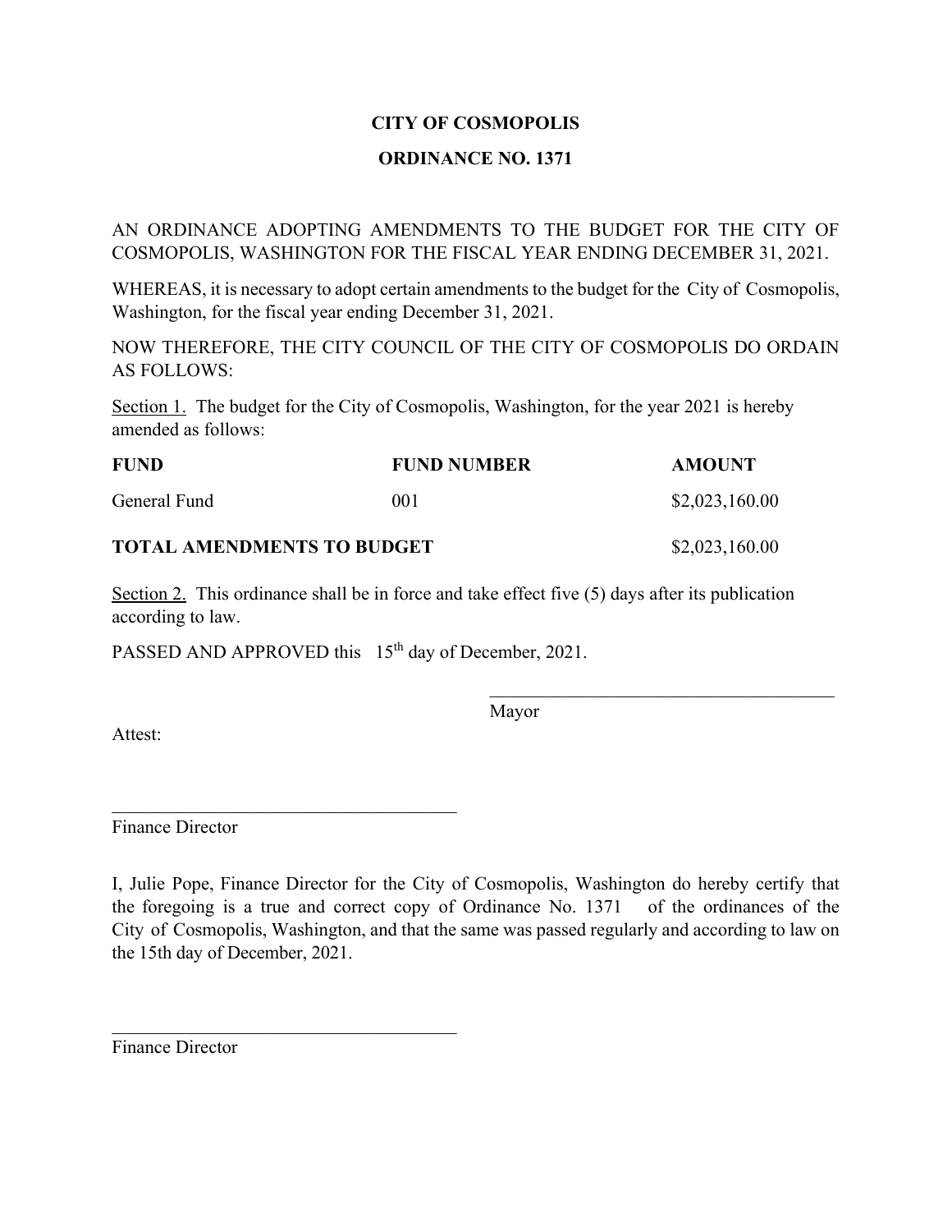**CITY OF COSMOPOLIS**

**ORDINANCE NO. 1371**

AN ORDINANCE ADOPTING AMENDMENTS TO THE BUDGET FOR THE CITY OF COSMOPOLIS, WASHINGTON FOR THE FISCAL YEAR ENDING DECEMBER 31, 2021.

WHEREAS, it is necessary to adopt certain amendments to the budget for the City of Cosmopolis, Washington, for the fiscal year ending December 31, 2021.

NOW THEREFORE, THE CITY COUNCIL OF THE CITY OF COSMOPOLIS DO ORDAIN AS FOLLOWS:

Section 1. The budget for the City of Cosmopolis, Washington, for the year 2021 is hereby amended as follows:

| FUND | FUND NUMBER | AMOUNT |
|---|---|---|
| General Fund | 001 | $2,023,160.00 |
| **TOTAL AMENDMENTS TO BUDGET** | | $2,023,160.00 |

Section 2. This ordinance shall be in force and take effect five (5) days after its publication according to law.

PASSED AND APPROVED this 15th day of December, 2021.

\_\_\_\_\_\_\_\_\_\_\_\_\_\_\_\_\_\_\_\_\_\_\_\_\_\_\_\_\_\_\_\_\_\_\_\_\_\_
Mayor

Attest:

\_\_\_\_\_\_\_\_\_\_\_\_\_\_\_\_\_\_\_\_\_\_\_\_\_\_\_\_\_\_\_\_\_\_\_\_\_\_
Finance Director

I, Julie Pope, Finance Director for the City of Cosmopolis, Washington do hereby certify that the foregoing is a true and correct copy of Ordinance No. 1371 of the ordinances of the City of Cosmopolis, Washington, and that the same was passed regularly and according to law on the 15th day of December, 2021.

\_\_\_\_\_\_\_\_\_\_\_\_\_\_\_\_\_\_\_\_\_\_\_\_\_\_\_\_\_\_\_\_\_\_\_\_\_\_
Finance Director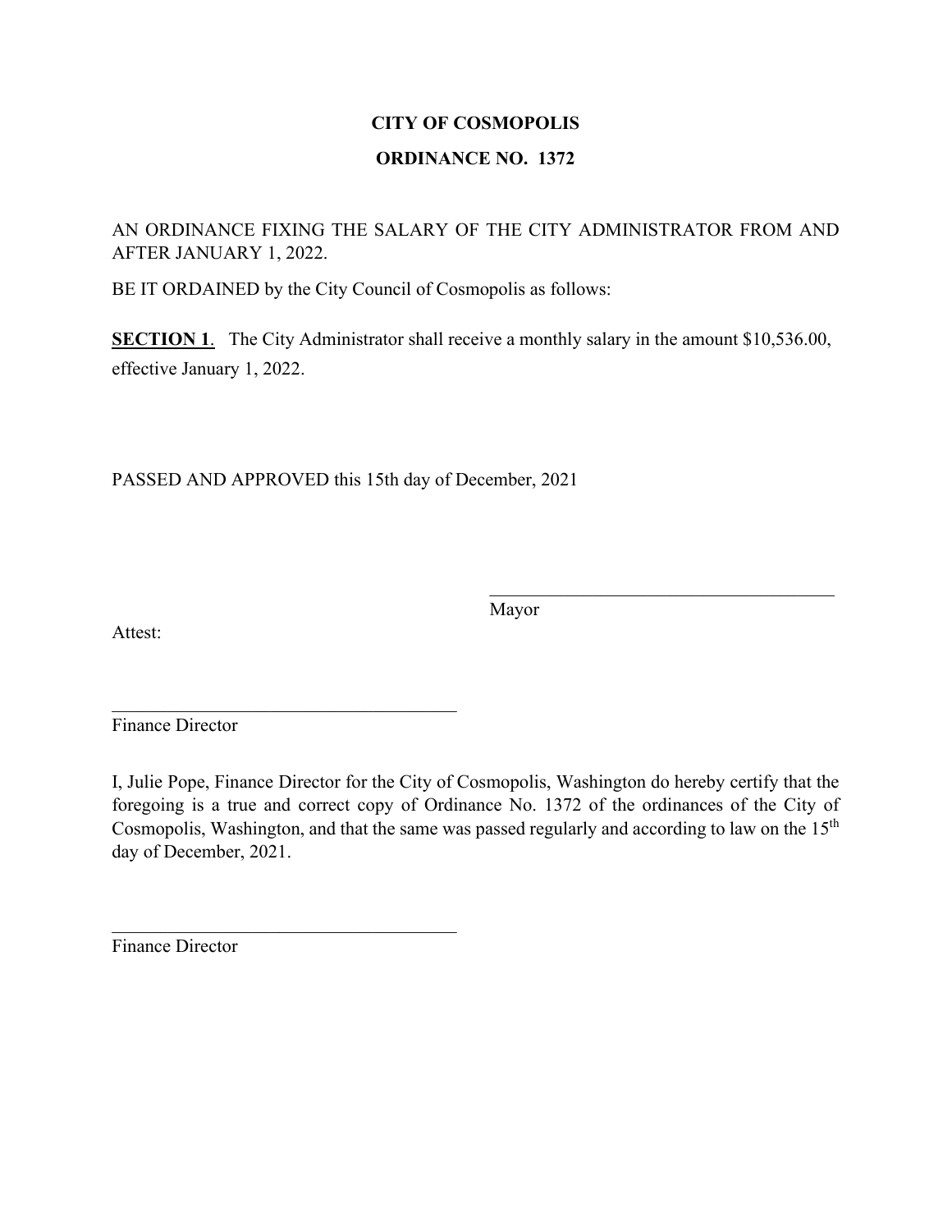**CITY OF COSMOPOLIS**

**ORDINANCE NO. 1372**

AN ORDINANCE FIXING THE SALARY OF THE CITY ADMINISTRATOR FROM AND AFTER JANUARY 1, 2022.

BE IT ORDAINED by the City Council of Cosmopolis as follows:

**SECTION 1**. The City Administrator shall receive a monthly salary in the amount $10,536.00, effective January 1, 2022.

PASSED AND APPROVED this 15th day of December, 2021

\_\_\_\_\_\_\_\_\_\_\_\_\_\_\_\_\_\_\_\_\_\_\_\_\_\_\_\_\_\_\_\_\_\_\_\_\_\_

Mayor

Attest:

\_\_\_\_\_\_\_\_\_\_\_\_\_\_\_\_\_\_\_\_\_\_\_\_\_\_\_\_\_\_\_\_\_\_\_\_\_\_

Finance Director

I, Julie Pope, Finance Director for the City of Cosmopolis, Washington do hereby certify that the foregoing is a true and correct copy of Ordinance No. 1372 of the ordinances of the City of Cosmopolis, Washington, and that the same was passed regularly and according to law on the 15th day of December, 2021.

\_\_\_\_\_\_\_\_\_\_\_\_\_\_\_\_\_\_\_\_\_\_\_\_\_\_\_\_\_\_\_\_\_\_\_\_\_\_

Finance Director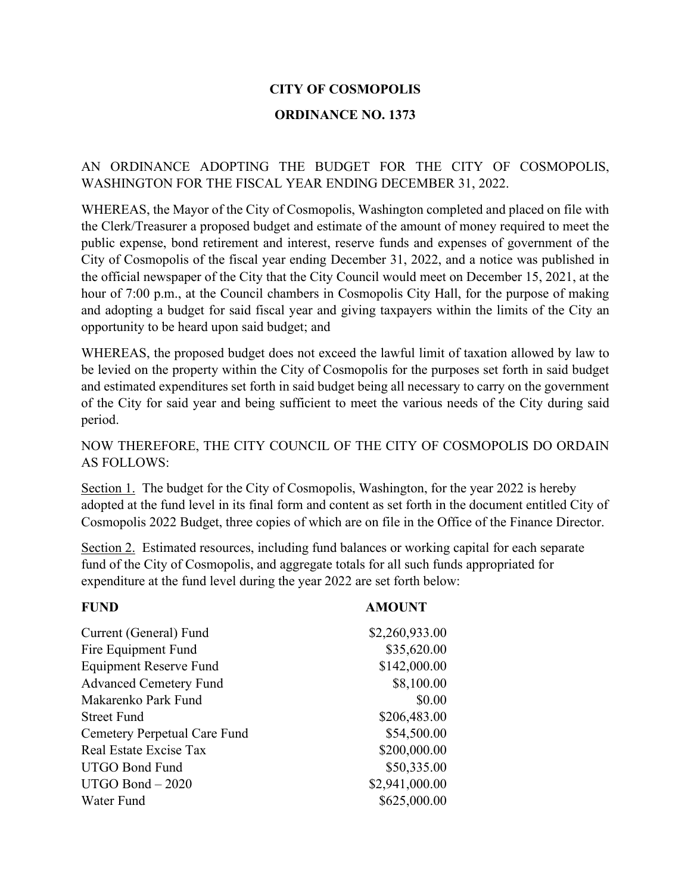# CITY OF COSMOPOLIS

## ORDINANCE NO. 1373

AN ORDINANCE ADOPTING THE BUDGET FOR THE CITY OF COSMOPOLIS, WASHINGTON FOR THE FISCAL YEAR ENDING DECEMBER 31, 2022.

WHEREAS, the Mayor of the City of Cosmopolis, Washington completed and placed on file with the Clerk/Treasurer a proposed budget and estimate of the amount of money required to meet the public expense, bond retirement and interest, reserve funds and expenses of government of the City of Cosmopolis of the fiscal year ending December 31, 2022, and a notice was published in the official newspaper of the City that the City Council would meet on December 15, 2021, at the hour of 7:00 p.m., at the Council chambers in Cosmopolis City Hall, for the purpose of making and adopting a budget for said fiscal year and giving taxpayers within the limits of the City an opportunity to be heard upon said budget; and

WHEREAS, the proposed budget does not exceed the lawful limit of taxation allowed by law to be levied on the property within the City of Cosmopolis for the purposes set forth in said budget and estimated expenditures set forth in said budget being all necessary to carry on the government of the City for said year and being sufficient to meet the various needs of the City during said period.

NOW THEREFORE, THE CITY COUNCIL OF THE CITY OF COSMOPOLIS DO ORDAIN AS FOLLOWS:

Section 1. The budget for the City of Cosmopolis, Washington, for the year 2022 is hereby adopted at the fund level in its final form and content as set forth in the document entitled City of Cosmopolis 2022 Budget, three copies of which are on file in the Office of the Finance Director.

Section 2. Estimated resources, including fund balances or working capital for each separate fund of the City of Cosmopolis, and aggregate totals for all such funds appropriated for expenditure at the fund level during the year 2022 are set forth below:

| FUND | AMOUNT |
|---|---:|
| Current (General) Fund | $2,260,933.00 |
| Fire Equipment Fund | $35,620.00 |
| Equipment Reserve Fund | $142,000.00 |
| Advanced Cemetery Fund | $8,100.00 |
| Makarenko Park Fund | $0.00 |
| Street Fund | $206,483.00 |
| Cemetery Perpetual Care Fund | $54,500.00 |
| Real Estate Excise Tax | $200,000.00 |
| UTGO Bond Fund | $50,335.00 |
| UTGO Bond – 2020 | $2,941,000.00 |
| Water Fund | $625,000.00 |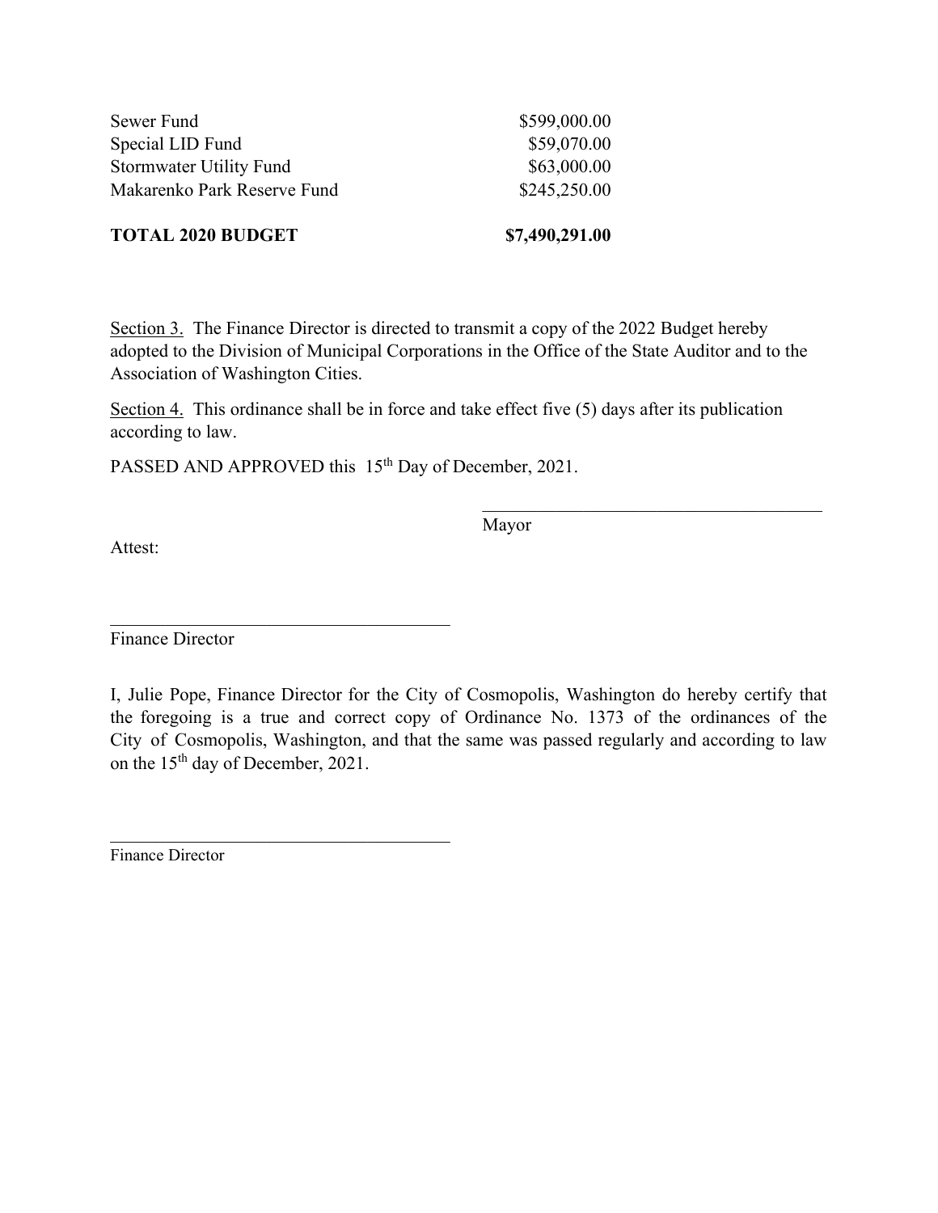| | |
|---|---|
| Sewer Fund | $599,000.00 |
| Special LID Fund | $59,070.00 |
| Stormwater Utility Fund | $63,000.00 |
| Makarenko Park Reserve Fund | $245,250.00 |
| **TOTAL 2020 BUDGET** | **$7,490,291.00** |

Section 3. The Finance Director is directed to transmit a copy of the 2022 Budget hereby adopted to the Division of Municipal Corporations in the Office of the State Auditor and to the Association of Washington Cities.

Section 4. This ordinance shall be in force and take effect five (5) days after its publication according to law.

PASSED AND APPROVED this 15th Day of December, 2021.

\_\_\_\_\_\_\_\_\_\_\_\_\_\_\_\_\_\_\_\_\_\_\_\_\_\_\_\_\_\_\_\_\_\_\_\_\_\_
Mayor

Attest:

\_\_\_\_\_\_\_\_\_\_\_\_\_\_\_\_\_\_\_\_\_\_\_\_\_\_\_\_\_\_\_\_\_\_\_\_\_\_
Finance Director

I, Julie Pope, Finance Director for the City of Cosmopolis, Washington do hereby certify that the foregoing is a true and correct copy of Ordinance No. 1373 of the ordinances of the City of Cosmopolis, Washington, and that the same was passed regularly and according to law on the 15th day of December, 2021.

\_\_\_\_\_\_\_\_\_\_\_\_\_\_\_\_\_\_\_\_\_\_\_\_\_\_\_\_\_\_\_\_\_\_\_\_\_\_
Finance Director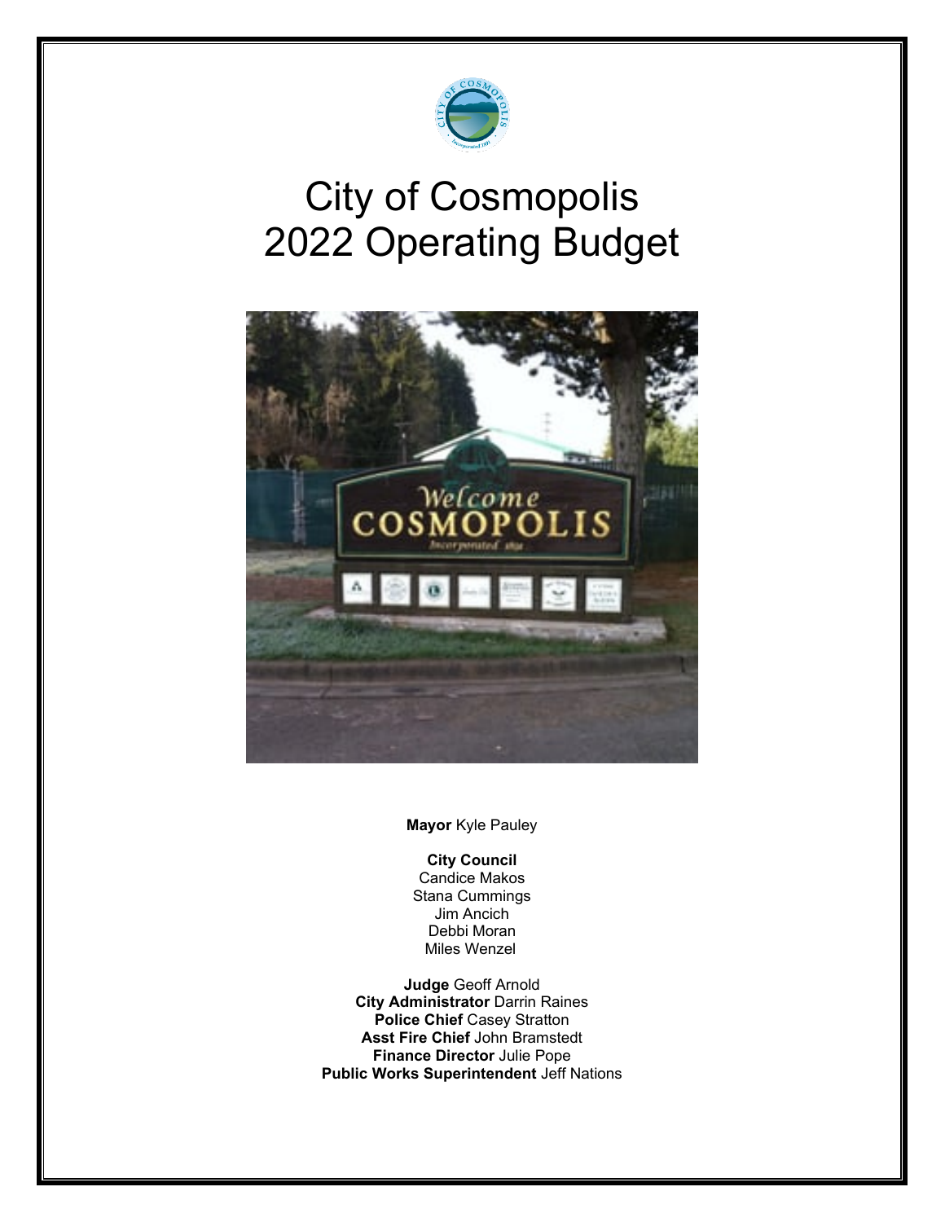# City of Cosmopolis
# 2022 Operating Budget

**Mayor** Kyle Pauley

**City Council**
Candice Makos
Stana Cummings
Jim Ancich
Debbi Moran
Miles Wenzel

**Judge** Geoff Arnold
**City Administrator** Darrin Raines
**Police Chief** Casey Stratton
**Asst Fire Chief** John Bramstedt
**Finance Director** Julie Pope
**Public Works Superintendent** Jeff Nations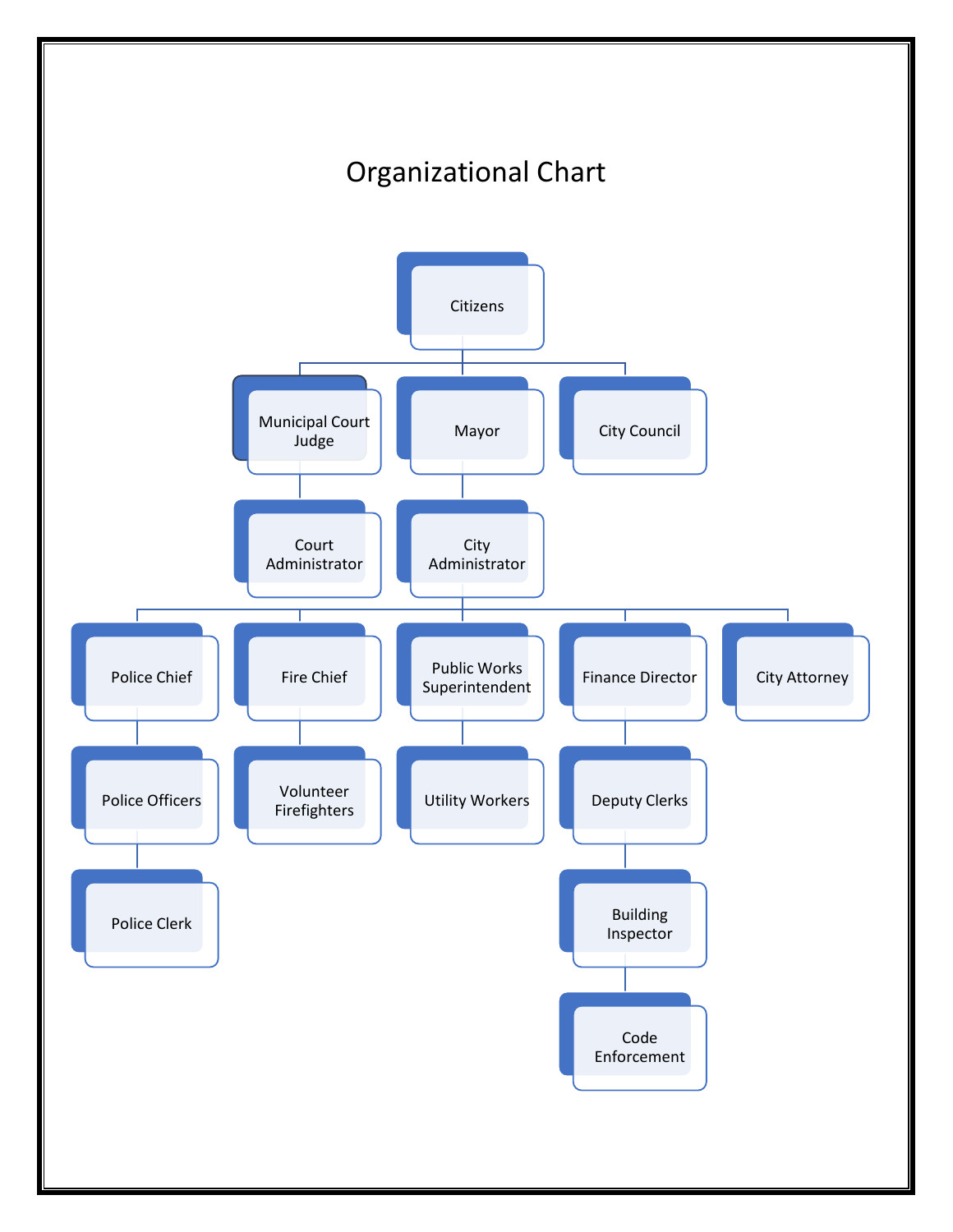# Organizational Chart

- Citizens
  - Municipal Court Judge
    - Court Administrator
  - Mayor
    - City Administrator
      - Police Chief
        - Police Officers
          - Police Clerk
      - Fire Chief
        - Volunteer Firefighters
      - Public Works Superintendent
        - Utility Workers
      - Finance Director
        - Deputy Clerks
          - Building Inspector
            - Code Enforcement
      - City Attorney
  - City Council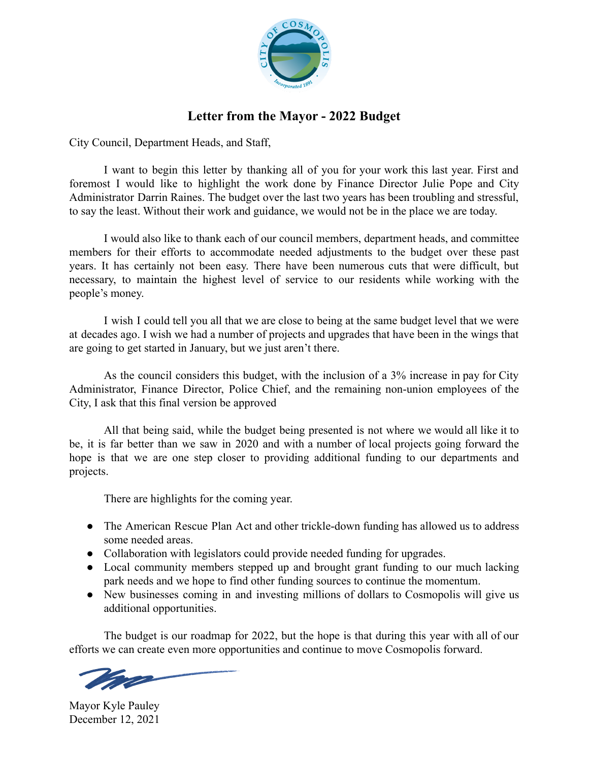# Letter from the Mayor - 2022 Budget

City Council, Department Heads, and Staff,

I want to begin this letter by thanking all of you for your work this last year. First and foremost I would like to highlight the work done by Finance Director Julie Pope and City Administrator Darrin Raines. The budget over the last two years has been troubling and stressful, to say the least. Without their work and guidance, we would not be in the place we are today.

I would also like to thank each of our council members, department heads, and committee members for their efforts to accommodate needed adjustments to the budget over these past years. It has certainly not been easy. There have been numerous cuts that were difficult, but necessary, to maintain the highest level of service to our residents while working with the people's money.

I wish I could tell you all that we are close to being at the same budget level that we were at decades ago. I wish we had a number of projects and upgrades that have been in the wings that are going to get started in January, but we just aren't there.

As the council considers this budget, with the inclusion of a 3% increase in pay for City Administrator, Finance Director, Police Chief, and the remaining non-union employees of the City, I ask that this final version be approved

All that being said, while the budget being presented is not where we would all like it to be, it is far better than we saw in 2020 and with a number of local projects going forward the hope is that we are one step closer to providing additional funding to our departments and projects.

There are highlights for the coming year.

- The American Rescue Plan Act and other trickle-down funding has allowed us to address some needed areas.
- Collaboration with legislators could provide needed funding for upgrades.
- Local community members stepped up and brought grant funding to our much lacking park needs and we hope to find other funding sources to continue the momentum.
- New businesses coming in and investing millions of dollars to Cosmopolis will give us additional opportunities.

The budget is our roadmap for 2022, but the hope is that during this year with all of our efforts we can create even more opportunities and continue to move Cosmopolis forward.

Mayor Kyle Pauley
December 12, 2021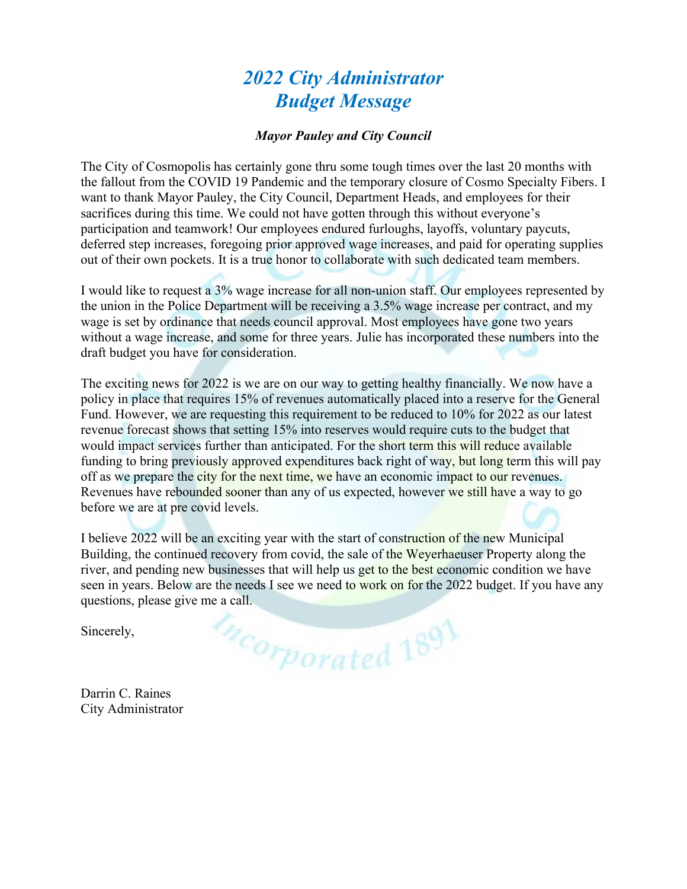# *2022 City Administrator Budget Message*

***Mayor Pauley and City Council***

The City of Cosmopolis has certainly gone thru some tough times over the last 20 months with the fallout from the COVID 19 Pandemic and the temporary closure of Cosmo Specialty Fibers. I want to thank Mayor Pauley, the City Council, Department Heads, and employees for their sacrifices during this time. We could not have gotten through this without everyone's participation and teamwork! Our employees endured furloughs, layoffs, voluntary paycuts, deferred step increases, foregoing prior approved wage increases, and paid for operating supplies out of their own pockets. It is a true honor to collaborate with such dedicated team members.

I would like to request a 3% wage increase for all non-union staff. Our employees represented by the union in the Police Department will be receiving a 3.5% wage increase per contract, and my wage is set by ordinance that needs council approval. Most employees have gone two years without a wage increase, and some for three years. Julie has incorporated these numbers into the draft budget you have for consideration.

The exciting news for 2022 is we are on our way to getting healthy financially. We now have a policy in place that requires 15% of revenues automatically placed into a reserve for the General Fund. However, we are requesting this requirement to be reduced to 10% for 2022 as our latest revenue forecast shows that setting 15% into reserves would require cuts to the budget that would impact services further than anticipated. For the short term this will reduce available funding to bring previously approved expenditures back right of way, but long term this will pay off as we prepare the city for the next time, we have an economic impact to our revenues. Revenues have rebounded sooner than any of us expected, however we still have a way to go before we are at pre covid levels.

I believe 2022 will be an exciting year with the start of construction of the new Municipal Building, the continued recovery from covid, the sale of the Weyerhaeuser Property along the river, and pending new businesses that will help us get to the best economic condition we have seen in years. Below are the needs I see we need to work on for the 2022 budget. If you have any questions, please give me a call.

Sincerely,

Darrin C. Raines
City Administrator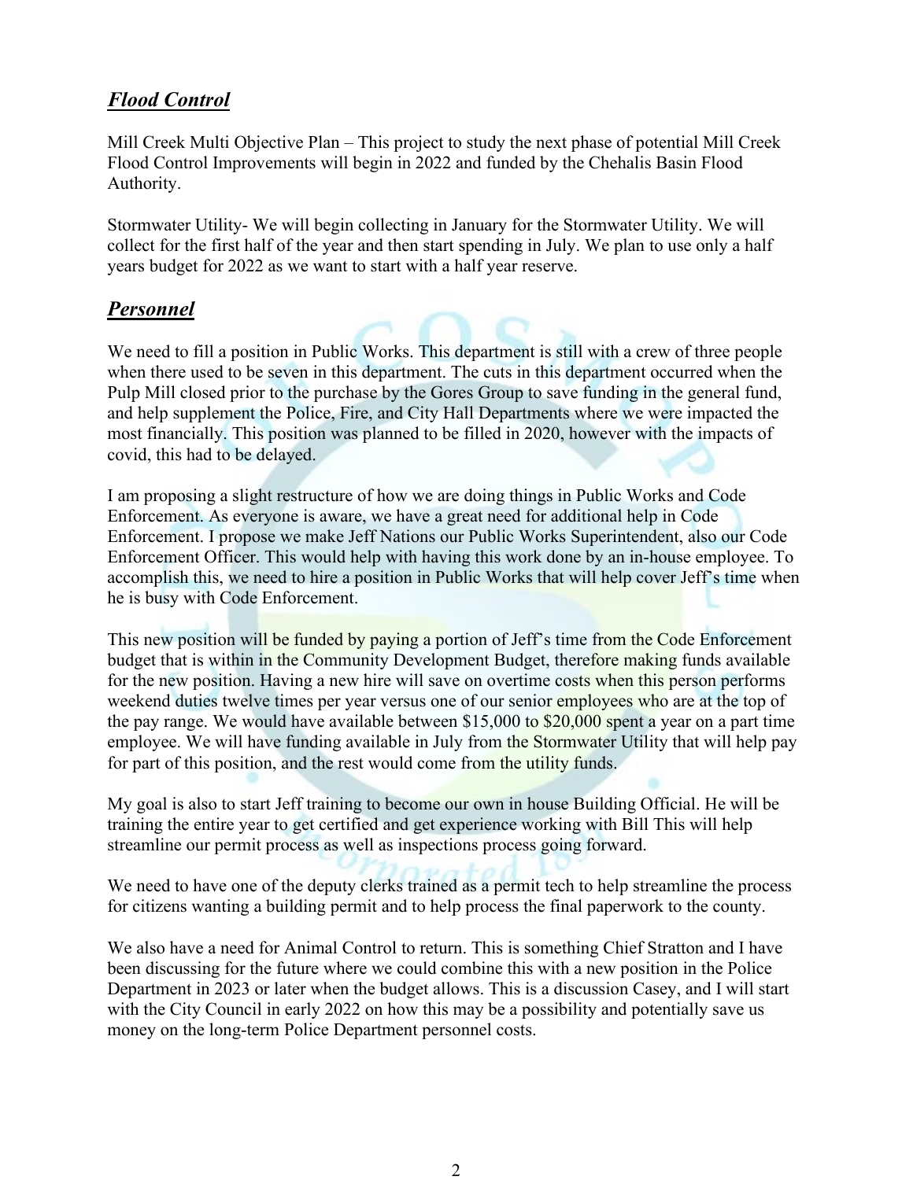## ***Flood Control***

Mill Creek Multi Objective Plan – This project to study the next phase of potential Mill Creek Flood Control Improvements will begin in 2022 and funded by the Chehalis Basin Flood Authority.

Stormwater Utility- We will begin collecting in January for the Stormwater Utility. We will collect for the first half of the year and then start spending in July. We plan to use only a half years budget for 2022 as we want to start with a half year reserve.

## ***Personnel***

We need to fill a position in Public Works. This department is still with a crew of three people when there used to be seven in this department. The cuts in this department occurred when the Pulp Mill closed prior to the purchase by the Gores Group to save funding in the general fund, and help supplement the Police, Fire, and City Hall Departments where we were impacted the most financially. This position was planned to be filled in 2020, however with the impacts of covid, this had to be delayed.

I am proposing a slight restructure of how we are doing things in Public Works and Code Enforcement. As everyone is aware, we have a great need for additional help in Code Enforcement. I propose we make Jeff Nations our Public Works Superintendent, also our Code Enforcement Officer. This would help with having this work done by an in-house employee. To accomplish this, we need to hire a position in Public Works that will help cover Jeff's time when he is busy with Code Enforcement.

This new position will be funded by paying a portion of Jeff's time from the Code Enforcement budget that is within in the Community Development Budget, therefore making funds available for the new position. Having a new hire will save on overtime costs when this person performs weekend duties twelve times per year versus one of our senior employees who are at the top of the pay range. We would have available between $15,000 to $20,000 spent a year on a part time employee. We will have funding available in July from the Stormwater Utility that will help pay for part of this position, and the rest would come from the utility funds.

My goal is also to start Jeff training to become our own in house Building Official. He will be training the entire year to get certified and get experience working with Bill This will help streamline our permit process as well as inspections process going forward.

We need to have one of the deputy clerks trained as a permit tech to help streamline the process for citizens wanting a building permit and to help process the final paperwork to the county.

We also have a need for Animal Control to return. This is something Chief Stratton and I have been discussing for the future where we could combine this with a new position in the Police Department in 2023 or later when the budget allows. This is a discussion Casey, and I will start with the City Council in early 2022 on how this may be a possibility and potentially save us money on the long-term Police Department personnel costs.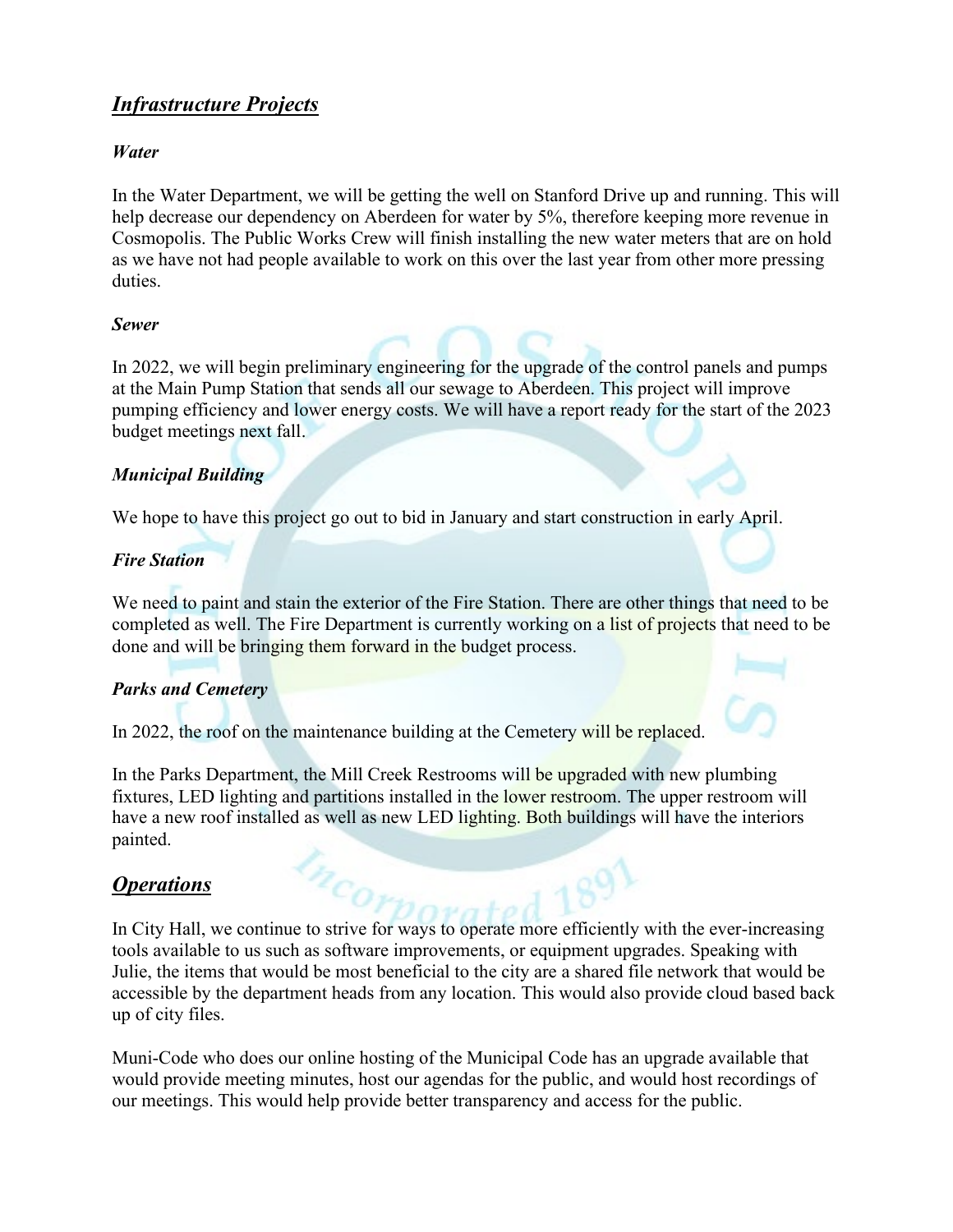## ***Infrastructure Projects***

### ***Water***

In the Water Department, we will be getting the well on Stanford Drive up and running. This will help decrease our dependency on Aberdeen for water by 5%, therefore keeping more revenue in Cosmopolis. The Public Works Crew will finish installing the new water meters that are on hold as we have not had people available to work on this over the last year from other more pressing duties.

### ***Sewer***

In 2022, we will begin preliminary engineering for the upgrade of the control panels and pumps at the Main Pump Station that sends all our sewage to Aberdeen. This project will improve pumping efficiency and lower energy costs. We will have a report ready for the start of the 2023 budget meetings next fall.

### ***Municipal Building***

We hope to have this project go out to bid in January and start construction in early April.

### ***Fire Station***

We need to paint and stain the exterior of the Fire Station. There are other things that need to be completed as well. The Fire Department is currently working on a list of projects that need to be done and will be bringing them forward in the budget process.

### ***Parks and Cemetery***

In 2022, the roof on the maintenance building at the Cemetery will be replaced.

In the Parks Department, the Mill Creek Restrooms will be upgraded with new plumbing fixtures, LED lighting and partitions installed in the lower restroom. The upper restroom will have a new roof installed as well as new LED lighting. Both buildings will have the interiors painted.

## ***Operations***

In City Hall, we continue to strive for ways to operate more efficiently with the ever-increasing tools available to us such as software improvements, or equipment upgrades. Speaking with Julie, the items that would be most beneficial to the city are a shared file network that would be accessible by the department heads from any location. This would also provide cloud based back up of city files.

Muni-Code who does our online hosting of the Municipal Code has an upgrade available that would provide meeting minutes, host our agendas for the public, and would host recordings of our meetings. This would help provide better transparency and access for the public.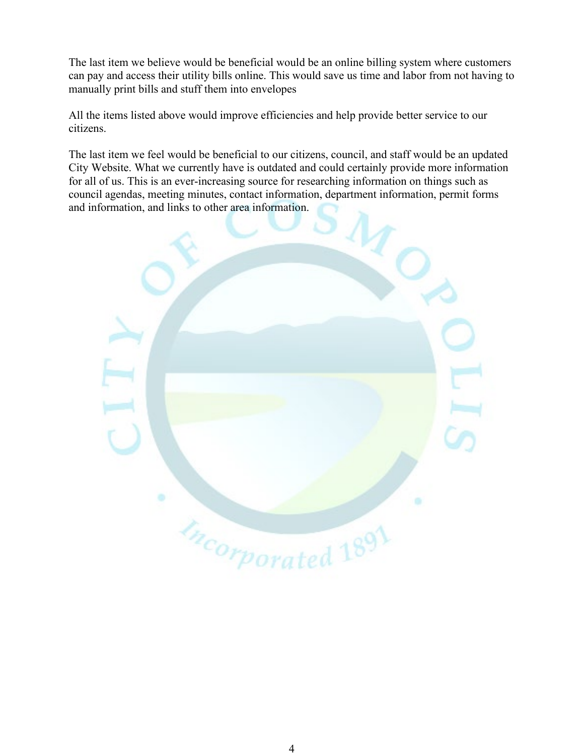The last item we believe would be beneficial would be an online billing system where customers can pay and access their utility bills online. This would save us time and labor from not having to manually print bills and stuff them into envelopes

All the items listed above would improve efficiencies and help provide better service to our citizens.

The last item we feel would be beneficial to our citizens, council, and staff would be an updated City Website. What we currently have is outdated and could certainly provide more information for all of us. This is an ever-increasing source for researching information on things such as council agendas, meeting minutes, contact information, department information, permit forms and information, and links to other area information.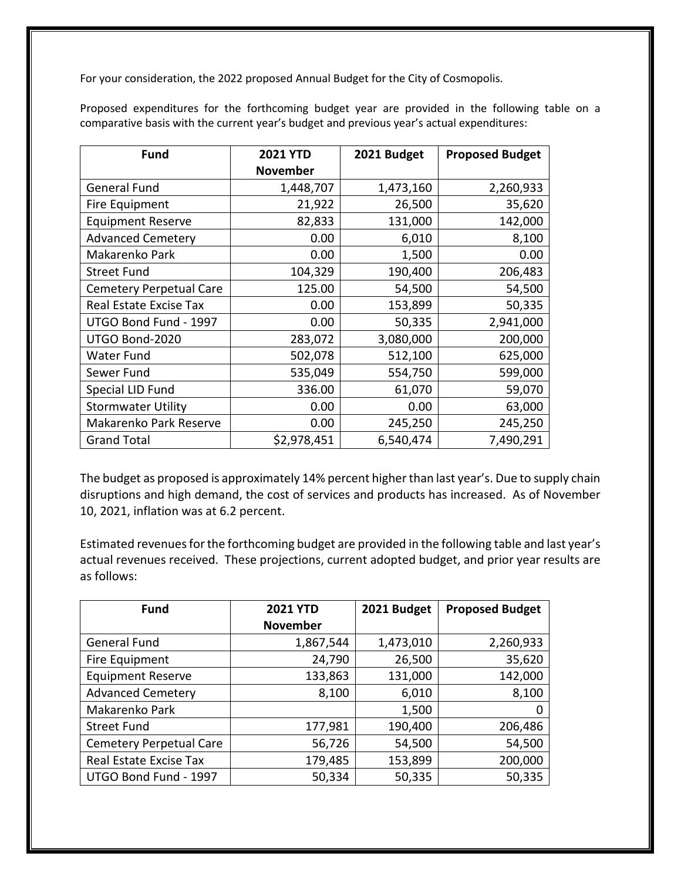For your consideration, the 2022 proposed Annual Budget for the City of Cosmopolis.

Proposed expenditures for the forthcoming budget year are provided in the following table on a comparative basis with the current year's budget and previous year's actual expenditures:

| Fund | 2021 YTD November | 2021 Budget | Proposed Budget |
|---|---|---|---|
| General Fund | 1,448,707 | 1,473,160 | 2,260,933 |
| Fire Equipment | 21,922 | 26,500 | 35,620 |
| Equipment Reserve | 82,833 | 131,000 | 142,000 |
| Advanced Cemetery | 0.00 | 6,010 | 8,100 |
| Makarenko Park | 0.00 | 1,500 | 0.00 |
| Street Fund | 104,329 | 190,400 | 206,483 |
| Cemetery Perpetual Care | 125.00 | 54,500 | 54,500 |
| Real Estate Excise Tax | 0.00 | 153,899 | 50,335 |
| UTGO Bond Fund - 1997 | 0.00 | 50,335 | 2,941,000 |
| UTGO Bond-2020 | 283,072 | 3,080,000 | 200,000 |
| Water Fund | 502,078 | 512,100 | 625,000 |
| Sewer Fund | 535,049 | 554,750 | 599,000 |
| Special LID Fund | 336.00 | 61,070 | 59,070 |
| Stormwater Utility | 0.00 | 0.00 | 63,000 |
| Makarenko Park Reserve | 0.00 | 245,250 | 245,250 |
| Grand Total | $2,978,451 | 6,540,474 | 7,490,291 |

The budget as proposed is approximately 14% percent higher than last year's. Due to supply chain disruptions and high demand, the cost of services and products has increased. As of November 10, 2021, inflation was at 6.2 percent.

Estimated revenues for the forthcoming budget are provided in the following table and last year's actual revenues received. These projections, current adopted budget, and prior year results are as follows:

| Fund | 2021 YTD November | 2021 Budget | Proposed Budget |
|---|---|---|---|
| General Fund | 1,867,544 | 1,473,010 | 2,260,933 |
| Fire Equipment | 24,790 | 26,500 | 35,620 |
| Equipment Reserve | 133,863 | 131,000 | 142,000 |
| Advanced Cemetery | 8,100 | 6,010 | 8,100 |
| Makarenko Park | | 1,500 | 0 |
| Street Fund | 177,981 | 190,400 | 206,486 |
| Cemetery Perpetual Care | 56,726 | 54,500 | 54,500 |
| Real Estate Excise Tax | 179,485 | 153,899 | 200,000 |
| UTGO Bond Fund - 1997 | 50,334 | 50,335 | 50,335 |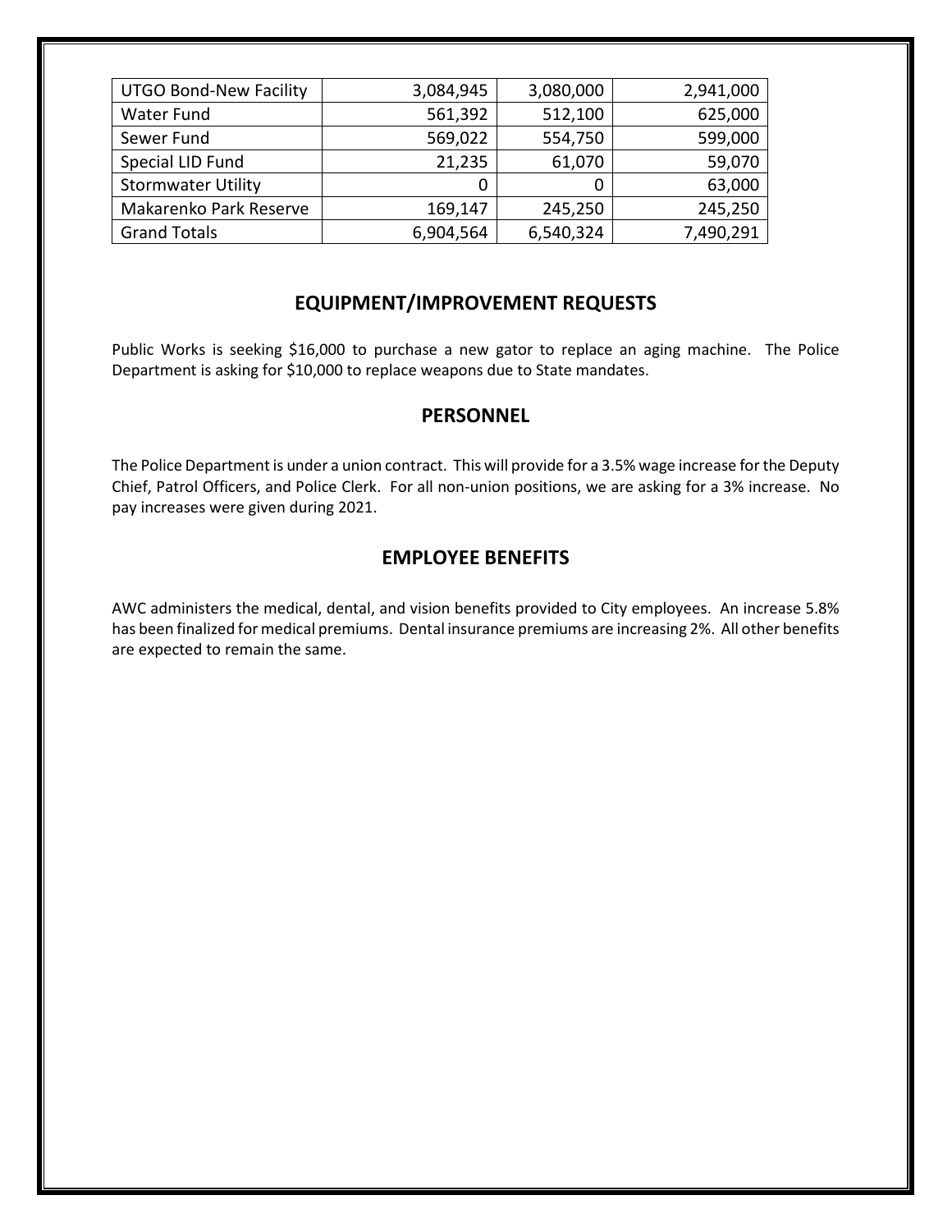| UTGO Bond-New Facility | 3,084,945 | 3,080,000 | 2,941,000 |
|---|---|---|---|
| Water Fund | 561,392 | 512,100 | 625,000 |
| Sewer Fund | 569,022 | 554,750 | 599,000 |
| Special LID Fund | 21,235 | 61,070 | 59,070 |
| Stormwater Utility | 0 | 0 | 63,000 |
| Makarenko Park Reserve | 169,147 | 245,250 | 245,250 |
| Grand Totals | 6,904,564 | 6,540,324 | 7,490,291 |

## EQUIPMENT/IMPROVEMENT REQUESTS

Public Works is seeking $16,000 to purchase a new gator to replace an aging machine. The Police Department is asking for $10,000 to replace weapons due to State mandates.

## PERSONNEL

The Police Department is under a union contract. This will provide for a 3.5% wage increase for the Deputy Chief, Patrol Officers, and Police Clerk. For all non-union positions, we are asking for a 3% increase. No pay increases were given during 2021.

## EMPLOYEE BENEFITS

AWC administers the medical, dental, and vision benefits provided to City employees. An increase 5.8% has been finalized for medical premiums. Dental insurance premiums are increasing 2%. All other benefits are expected to remain the same.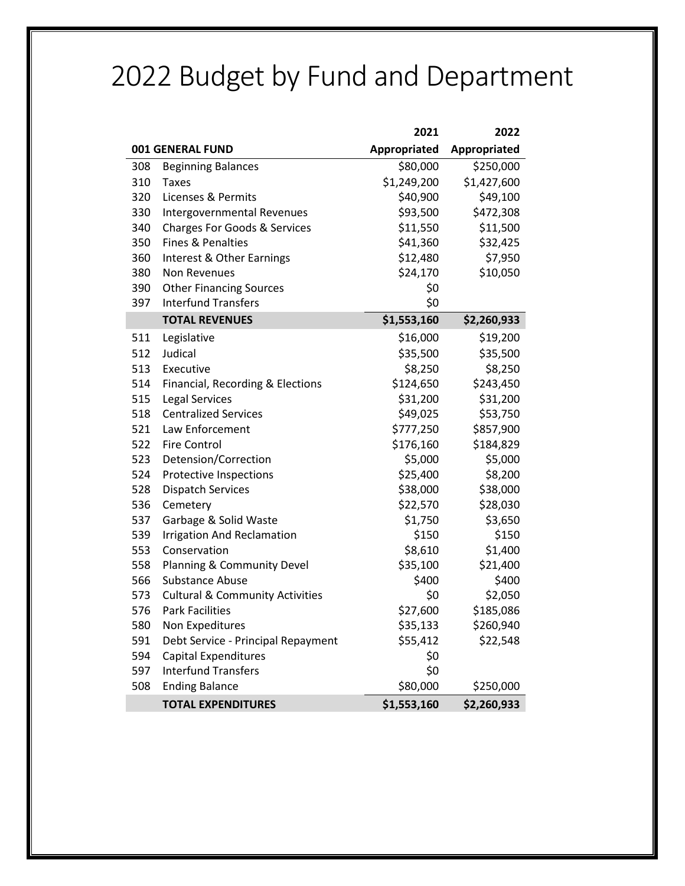# 2022 Budget by Fund and Department

| 001 GENERAL FUND | | 2021 Appropriated | 2022 Appropriated |
|---|---|---|---|
| 308 | Beginning Balances | $80,000 | $250,000 |
| 310 | Taxes | $1,249,200 | $1,427,600 |
| 320 | Licenses & Permits | $40,900 | $49,100 |
| 330 | Intergovernmental Revenues | $93,500 | $472,308 |
| 340 | Charges For Goods & Services | $11,550 | $11,500 |
| 350 | Fines & Penalties | $41,360 | $32,425 |
| 360 | Interest & Other Earnings | $12,480 | $7,950 |
| 380 | Non Revenues | $24,170 | $10,050 |
| 390 | Other Financing Sources | $0 | |
| 397 | Interfund Transfers | $0 | |
| | **TOTAL REVENUES** | **$1,553,160** | **$2,260,933** |
| 511 | Legislative | $16,000 | $19,200 |
| 512 | Judical | $35,500 | $35,500 |
| 513 | Executive | $8,250 | $8,250 |
| 514 | Financial, Recording & Elections | $124,650 | $243,450 |
| 515 | Legal Services | $31,200 | $31,200 |
| 518 | Centralized Services | $49,025 | $53,750 |
| 521 | Law Enforcement | $777,250 | $857,900 |
| 522 | Fire Control | $176,160 | $184,829 |
| 523 | Detension/Correction | $5,000 | $5,000 |
| 524 | Protective Inspections | $25,400 | $8,200 |
| 528 | Dispatch Services | $38,000 | $38,000 |
| 536 | Cemetery | $22,570 | $28,030 |
| 537 | Garbage & Solid Waste | $1,750 | $3,650 |
| 539 | Irrigation And Reclamation | $150 | $150 |
| 553 | Conservation | $8,610 | $1,400 |
| 558 | Planning & Community Devel | $35,100 | $21,400 |
| 566 | Substance Abuse | $400 | $400 |
| 573 | Cultural & Community Activities | $0 | $2,050 |
| 576 | Park Facilities | $27,600 | $185,086 |
| 580 | Non Expeditures | $35,133 | $260,940 |
| 591 | Debt Service - Principal Repayment | $55,412 | $22,548 |
| 594 | Capital Expenditures | $0 | |
| 597 | Interfund Transfers | $0 | |
| 508 | Ending Balance | $80,000 | $250,000 |
| | **TOTAL EXPENDITURES** | **$1,553,160** | **$2,260,933** |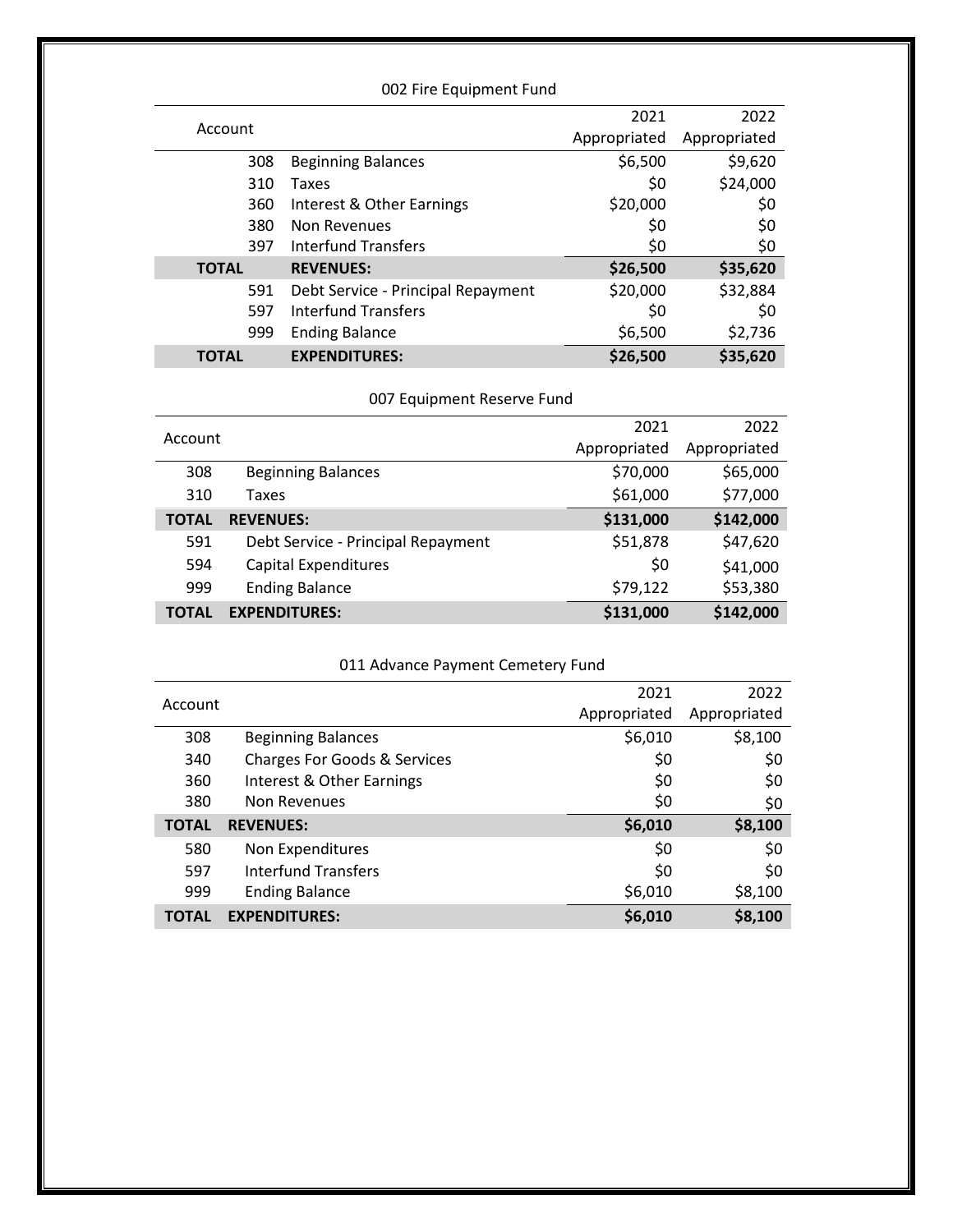### 002 Fire Equipment Fund

| Account | | 2021 Appropriated | 2022 Appropriated |
|---|---|---|---|
| 308 | Beginning Balances | $6,500 | $9,620 |
| 310 | Taxes | $0 | $24,000 |
| 360 | Interest & Other Earnings | $20,000 | $0 |
| 380 | Non Revenues | $0 | $0 |
| 397 | Interfund Transfers | $0 | $0 |
| **TOTAL** | **REVENUES:** | **$26,500** | **$35,620** |
| 591 | Debt Service - Principal Repayment | $20,000 | $32,884 |
| 597 | Interfund Transfers | $0 | $0 |
| 999 | Ending Balance | $6,500 | $2,736 |
| **TOTAL** | **EXPENDITURES:** | **$26,500** | **$35,620** |

### 007 Equipment Reserve Fund

| Account | | 2021 Appropriated | 2022 Appropriated |
|---|---|---|---|
| 308 | Beginning Balances | $70,000 | $65,000 |
| 310 | Taxes | $61,000 | $77,000 |
| **TOTAL** | **REVENUES:** | **$131,000** | **$142,000** |
| 591 | Debt Service - Principal Repayment | $51,878 | $47,620 |
| 594 | Capital Expenditures | $0 | $41,000 |
| 999 | Ending Balance | $79,122 | $53,380 |
| **TOTAL** | **EXPENDITURES:** | **$131,000** | **$142,000** |

### 011 Advance Payment Cemetery Fund

| Account | | 2021 Appropriated | 2022 Appropriated |
|---|---|---|---|
| 308 | Beginning Balances | $6,010 | $8,100 |
| 340 | Charges For Goods & Services | $0 | $0 |
| 360 | Interest & Other Earnings | $0 | $0 |
| 380 | Non Revenues | $0 | $0 |
| **TOTAL** | **REVENUES:** | **$6,010** | **$8,100** |
| 580 | Non Expenditures | $0 | $0 |
| 597 | Interfund Transfers | $0 | $0 |
| 999 | Ending Balance | $6,010 | $8,100 |
| **TOTAL** | **EXPENDITURES:** | **$6,010** | **$8,100** |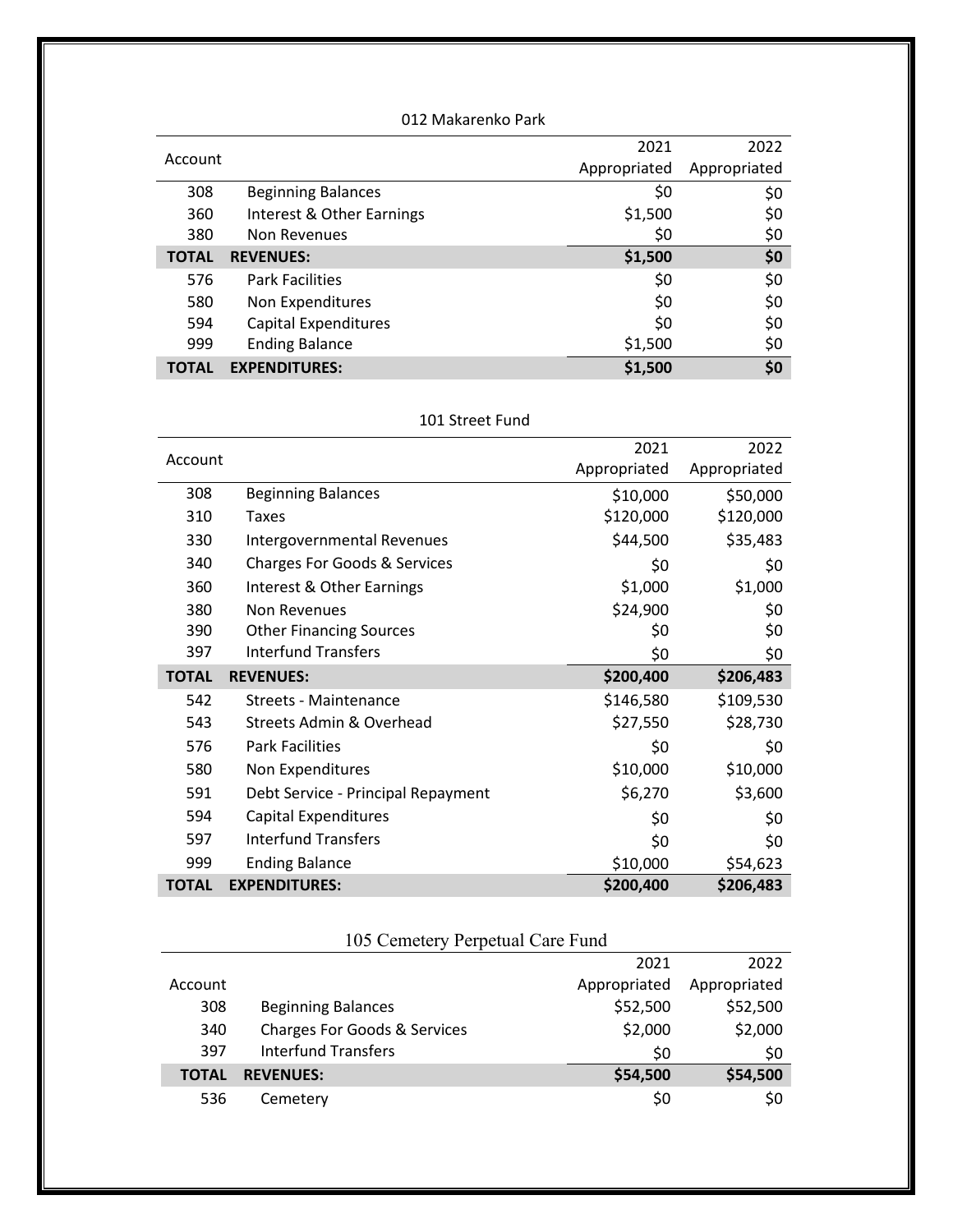### 012 Makarenko Park

| Account | | 2021 Appropriated | 2022 Appropriated |
|---|---|---|---|
| 308 | Beginning Balances | $0 | $0 |
| 360 | Interest & Other Earnings | $1,500 | $0 |
| 380 | Non Revenues | $0 | $0 |
| **TOTAL** | **REVENUES:** | **$1,500** | **$0** |
| 576 | Park Facilities | $0 | $0 |
| 580 | Non Expenditures | $0 | $0 |
| 594 | Capital Expenditures | $0 | $0 |
| 999 | Ending Balance | $1,500 | $0 |
| **TOTAL** | **EXPENDITURES:** | **$1,500** | **$0** |

### 101 Street Fund

| Account | | 2021 Appropriated | 2022 Appropriated |
|---|---|---|---|
| 308 | Beginning Balances | $10,000 | $50,000 |
| 310 | Taxes | $120,000 | $120,000 |
| 330 | Intergovernmental Revenues | $44,500 | $35,483 |
| 340 | Charges For Goods & Services | $0 | $0 |
| 360 | Interest & Other Earnings | $1,000 | $1,000 |
| 380 | Non Revenues | $24,900 | $0 |
| 390 | Other Financing Sources | $0 | $0 |
| 397 | Interfund Transfers | $0 | $0 |
| **TOTAL** | **REVENUES:** | **$200,400** | **$206,483** |
| 542 | Streets - Maintenance | $146,580 | $109,530 |
| 543 | Streets Admin & Overhead | $27,550 | $28,730 |
| 576 | Park Facilities | $0 | $0 |
| 580 | Non Expenditures | $10,000 | $10,000 |
| 591 | Debt Service - Principal Repayment | $6,270 | $3,600 |
| 594 | Capital Expenditures | $0 | $0 |
| 597 | Interfund Transfers | $0 | $0 |
| 999 | Ending Balance | $10,000 | $54,623 |
| **TOTAL** | **EXPENDITURES:** | **$200,400** | **$206,483** |

### 105 Cemetery Perpetual Care Fund

| Account | | 2021 Appropriated | 2022 Appropriated |
|---|---|---|---|
| 308 | Beginning Balances | $52,500 | $52,500 |
| 340 | Charges For Goods & Services | $2,000 | $2,000 |
| 397 | Interfund Transfers | $0 | $0 |
| **TOTAL** | **REVENUES:** | **$54,500** | **$54,500** |
| 536 | Cemetery | $0 | $0 |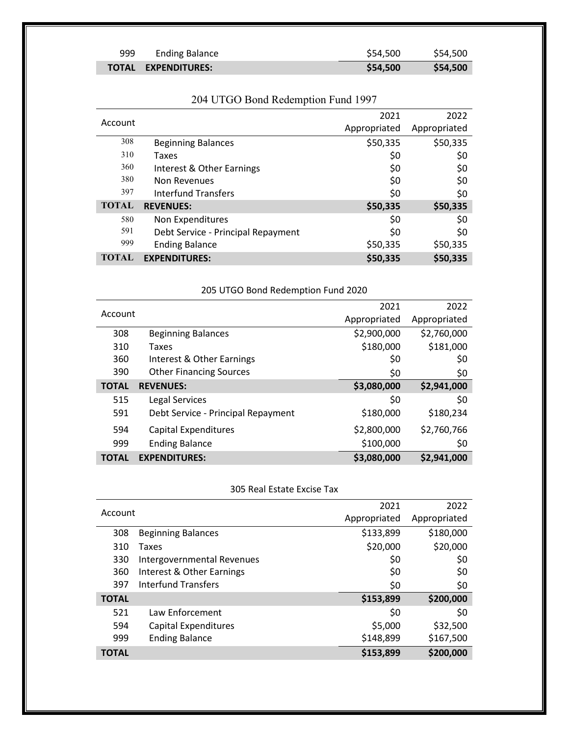| | | | |
|---|---|---|---|
| 999 | Ending Balance | $54,500 | $54,500 |
| **TOTAL** | **EXPENDITURES:** | **$54,500** | **$54,500** |

### 204 UTGO Bond Redemption Fund 1997

| Account | | 2021 Appropriated | 2022 Appropriated |
|---|---|---|---|
| 308 | Beginning Balances | $50,335 | $50,335 |
| 310 | Taxes | $0 | $0 |
| 360 | Interest & Other Earnings | $0 | $0 |
| 380 | Non Revenues | $0 | $0 |
| 397 | Interfund Transfers | $0 | $0 |
| **TOTAL** | **REVENUES:** | **$50,335** | **$50,335** |
| 580 | Non Expenditures | $0 | $0 |
| 591 | Debt Service - Principal Repayment | $0 | $0 |
| 999 | Ending Balance | $50,335 | $50,335 |
| **TOTAL** | **EXPENDITURES:** | **$50,335** | **$50,335** |

### 205 UTGO Bond Redemption Fund 2020

| Account | | 2021 Appropriated | 2022 Appropriated |
|---|---|---|---|
| 308 | Beginning Balances | $2,900,000 | $2,760,000 |
| 310 | Taxes | $180,000 | $181,000 |
| 360 | Interest & Other Earnings | $0 | $0 |
| 390 | Other Financing Sources | $0 | $0 |
| **TOTAL** | **REVENUES:** | **$3,080,000** | **$2,941,000** |
| 515 | Legal Services | $0 | $0 |
| 591 | Debt Service - Principal Repayment | $180,000 | $180,234 |
| 594 | Capital Expenditures | $2,800,000 | $2,760,766 |
| 999 | Ending Balance | $100,000 | $0 |
| **TOTAL** | **EXPENDITURES:** | **$3,080,000** | **$2,941,000** |

### 305 Real Estate Excise Tax

| Account | | 2021 Appropriated | 2022 Appropriated |
|---|---|---|---|
| 308 | Beginning Balances | $133,899 | $180,000 |
| 310 | Taxes | $20,000 | $20,000 |
| 330 | Intergovernmental Revenues | $0 | $0 |
| 360 | Interest & Other Earnings | $0 | $0 |
| 397 | Interfund Transfers | $0 | $0 |
| **TOTAL** | | **$153,899** | **$200,000** |
| 521 | Law Enforcement | $0 | $0 |
| 594 | Capital Expenditures | $5,000 | $32,500 |
| 999 | Ending Balance | $148,899 | $167,500 |
| **TOTAL** | | **$153,899** | **$200,000** |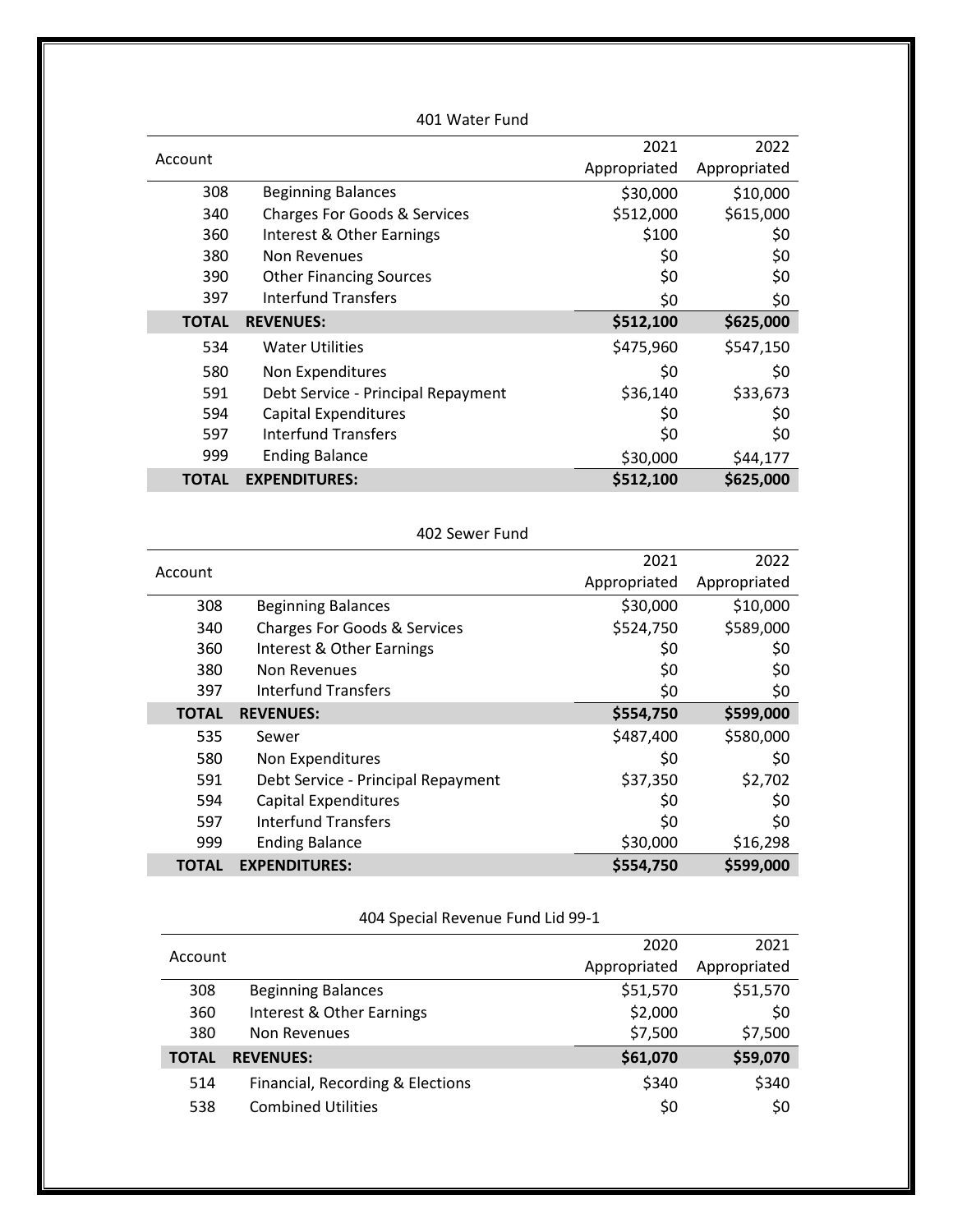401 Water Fund

| Account | | 2021 Appropriated | 2022 Appropriated |
|---|---|---|---|
| 308 | Beginning Balances | $30,000 | $10,000 |
| 340 | Charges For Goods & Services | $512,000 | $615,000 |
| 360 | Interest & Other Earnings | $100 | $0 |
| 380 | Non Revenues | $0 | $0 |
| 390 | Other Financing Sources | $0 | $0 |
| 397 | Interfund Transfers | $0 | $0 |
| **TOTAL** | **REVENUES:** | **$512,100** | **$625,000** |
| 534 | Water Utilities | $475,960 | $547,150 |
| 580 | Non Expenditures | $0 | $0 |
| 591 | Debt Service - Principal Repayment | $36,140 | $33,673 |
| 594 | Capital Expenditures | $0 | $0 |
| 597 | Interfund Transfers | $0 | $0 |
| 999 | Ending Balance | $30,000 | $44,177 |
| **TOTAL** | **EXPENDITURES:** | **$512,100** | **$625,000** |

402 Sewer Fund

| Account | | 2021 Appropriated | 2022 Appropriated |
|---|---|---|---|
| 308 | Beginning Balances | $30,000 | $10,000 |
| 340 | Charges For Goods & Services | $524,750 | $589,000 |
| 360 | Interest & Other Earnings | $0 | $0 |
| 380 | Non Revenues | $0 | $0 |
| 397 | Interfund Transfers | $0 | $0 |
| **TOTAL** | **REVENUES:** | **$554,750** | **$599,000** |
| 535 | Sewer | $487,400 | $580,000 |
| 580 | Non Expenditures | $0 | $0 |
| 591 | Debt Service - Principal Repayment | $37,350 | $2,702 |
| 594 | Capital Expenditures | $0 | $0 |
| 597 | Interfund Transfers | $0 | $0 |
| 999 | Ending Balance | $30,000 | $16,298 |
| **TOTAL** | **EXPENDITURES:** | **$554,750** | **$599,000** |

404 Special Revenue Fund Lid 99-1

| Account | | 2020 Appropriated | 2021 Appropriated |
|---|---|---|---|
| 308 | Beginning Balances | $51,570 | $51,570 |
| 360 | Interest & Other Earnings | $2,000 | $0 |
| 380 | Non Revenues | $7,500 | $7,500 |
| **TOTAL** | **REVENUES:** | **$61,070** | **$59,070** |
| 514 | Financial, Recording & Elections | $340 | $340 |
| 538 | Combined Utilities | $0 | $0 |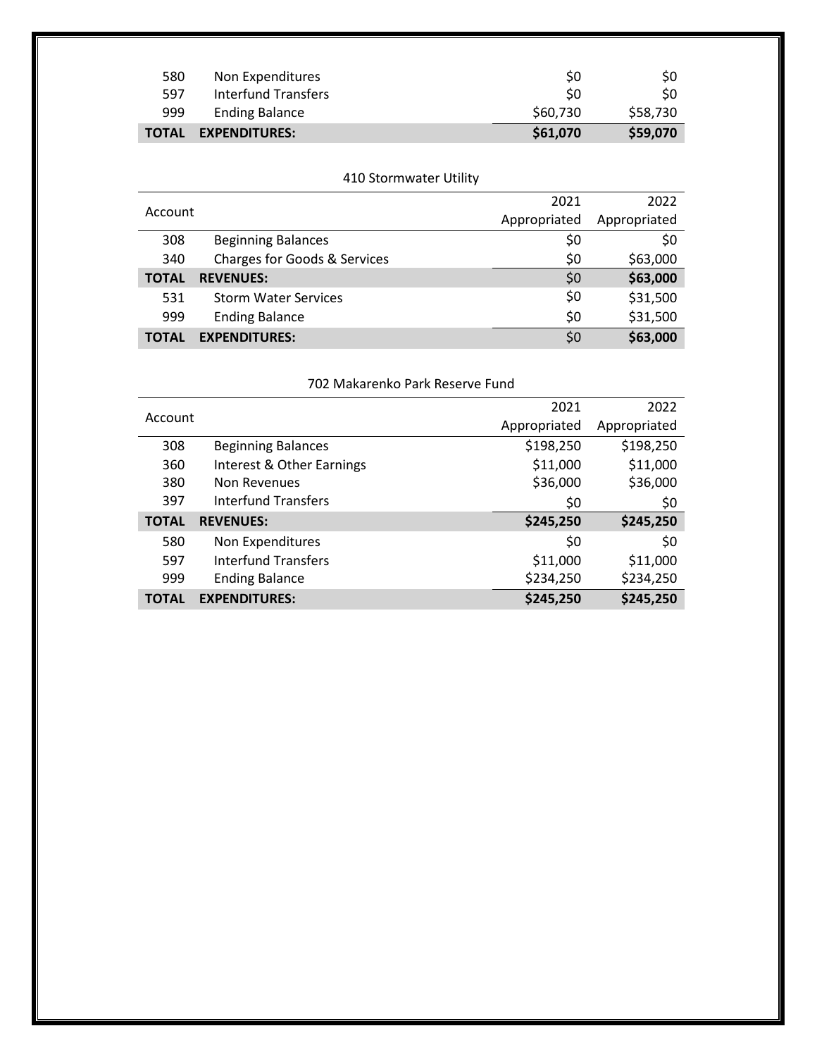| Account | | 2021 Appropriated | 2022 Appropriated |
|---|---|---|---|
| 580 | Non Expenditures | $0 | $0 |
| 597 | Interfund Transfers | $0 | $0 |
| 999 | Ending Balance | $60,730 | $58,730 |
| **TOTAL** | **EXPENDITURES:** | **$61,070** | **$59,070** |

410 Stormwater Utility

| Account | | 2021 Appropriated | 2022 Appropriated |
|---|---|---|---|
| 308 | Beginning Balances | $0 | $0 |
| 340 | Charges for Goods & Services | $0 | $63,000 |
| **TOTAL** | **REVENUES:** | $0 | **$63,000** |
| 531 | Storm Water Services | $0 | $31,500 |
| 999 | Ending Balance | $0 | $31,500 |
| **TOTAL** | **EXPENDITURES:** | $0 | **$63,000** |

702 Makarenko Park Reserve Fund

| Account | | 2021 Appropriated | 2022 Appropriated |
|---|---|---|---|
| 308 | Beginning Balances | $198,250 | $198,250 |
| 360 | Interest & Other Earnings | $11,000 | $11,000 |
| 380 | Non Revenues | $36,000 | $36,000 |
| 397 | Interfund Transfers | $0 | $0 |
| **TOTAL** | **REVENUES:** | **$245,250** | **$245,250** |
| 580 | Non Expenditures | $0 | $0 |
| 597 | Interfund Transfers | $11,000 | $11,000 |
| 999 | Ending Balance | $234,250 | $234,250 |
| **TOTAL** | **EXPENDITURES:** | **$245,250** | **$245,250** |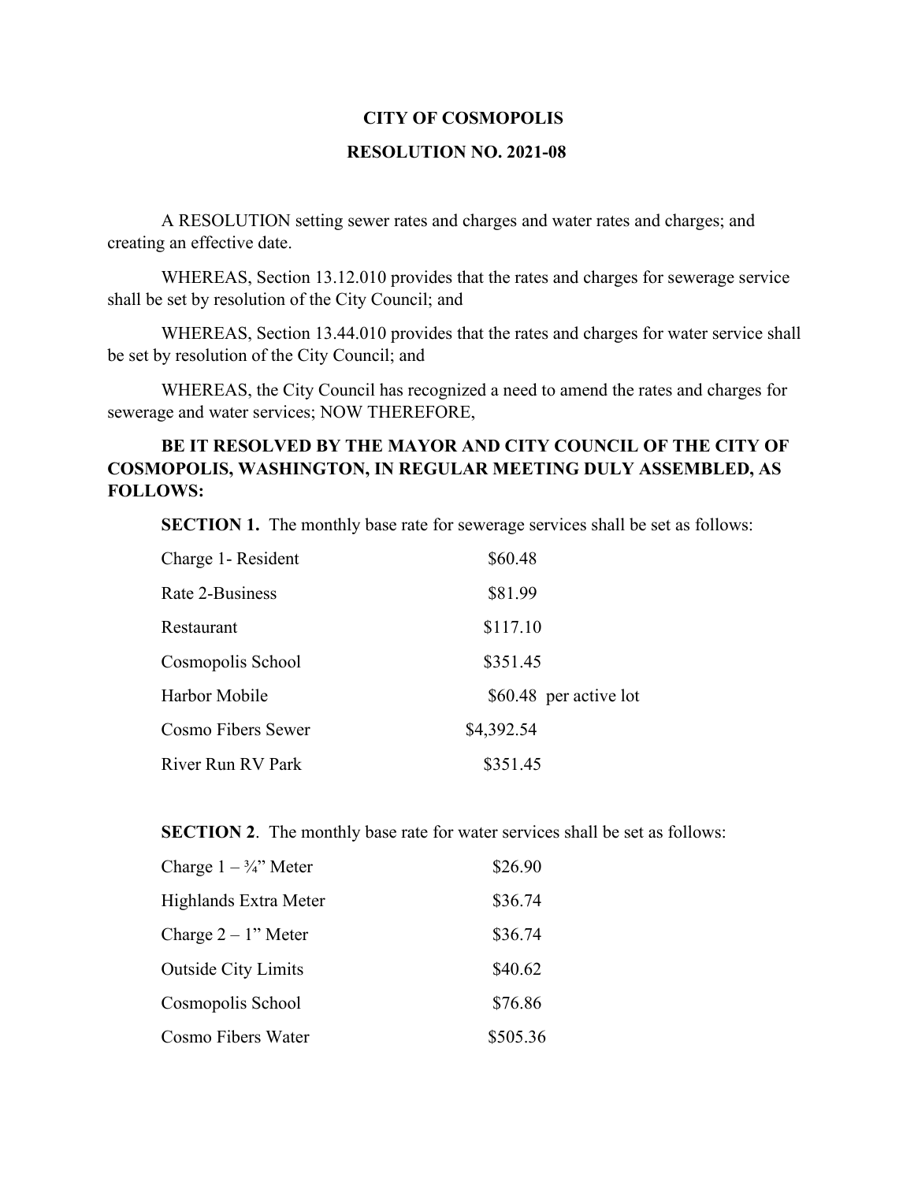**CITY OF COSMOPOLIS**

**RESOLUTION NO. 2021-08**

A RESOLUTION setting sewer rates and charges and water rates and charges; and creating an effective date.

WHEREAS, Section 13.12.010 provides that the rates and charges for sewerage service shall be set by resolution of the City Council; and

WHEREAS, Section 13.44.010 provides that the rates and charges for water service shall be set by resolution of the City Council; and

WHEREAS, the City Council has recognized a need to amend the rates and charges for sewerage and water services; NOW THEREFORE,

**BE IT RESOLVED BY THE MAYOR AND CITY COUNCIL OF THE CITY OF COSMOPOLIS, WASHINGTON, IN REGULAR MEETING DULY ASSEMBLED, AS FOLLOWS:**

**SECTION 1.** The monthly base rate for sewerage services shall be set as follows:

| | |
|---|---|
| Charge 1- Resident | \$60.48 |
| Rate 2-Business | \$81.99 |
| Restaurant | \$117.10 |
| Cosmopolis School | \$351.45 |
| Harbor Mobile | \$60.48 per active lot |
| Cosmo Fibers Sewer | \$4,392.54 |
| River Run RV Park | \$351.45 |

**SECTION 2**. The monthly base rate for water services shall be set as follows:

| | |
|---|---|
| Charge 1 – ¾" Meter | \$26.90 |
| Highlands Extra Meter | \$36.74 |
| Charge 2 – 1" Meter | \$36.74 |
| Outside City Limits | \$40.62 |
| Cosmopolis School | \$76.86 |
| Cosmo Fibers Water | \$505.36 |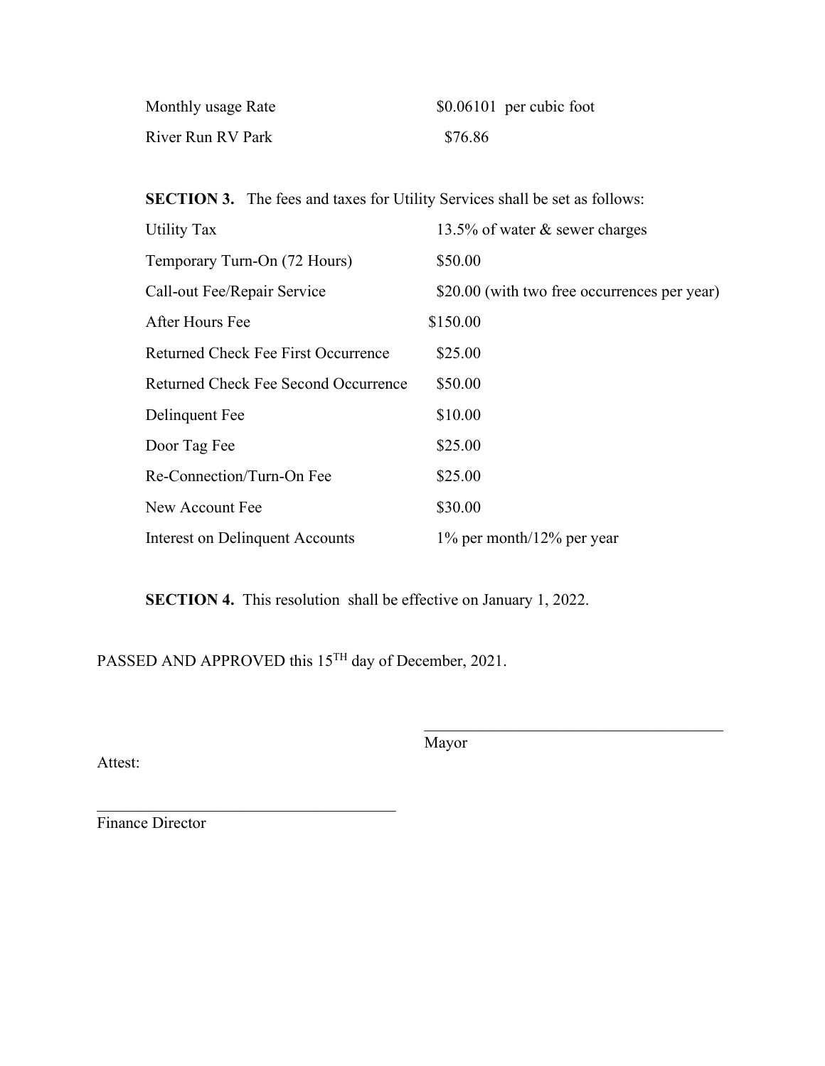| | |
|---|---|
| Monthly usage Rate | $0.06101 per cubic foot |
| River Run RV Park | $76.86 |

**SECTION 3.** The fees and taxes for Utility Services shall be set as follows:

| | |
|---|---|
| Utility Tax | 13.5% of water & sewer charges |
| Temporary Turn-On (72 Hours) | $50.00 |
| Call-out Fee/Repair Service | $20.00 (with two free occurrences per year) |
| After Hours Fee | $150.00 |
| Returned Check Fee First Occurrence | $25.00 |
| Returned Check Fee Second Occurrence | $50.00 |
| Delinquent Fee | $10.00 |
| Door Tag Fee | $25.00 |
| Re-Connection/Turn-On Fee | $25.00 |
| New Account Fee | $30.00 |
| Interest on Delinquent Accounts | 1% per month/12% per year |

**SECTION 4.** This resolution shall be effective on January 1, 2022.

PASSED AND APPROVED this 15TH day of December, 2021.

\_\_\_\_\_\_\_\_\_\_\_\_\_\_\_\_\_\_\_\_\_\_\_\_\_\_\_\_\_\_\_\_\_\_\_\_\_\_
Mayor

Attest:

\_\_\_\_\_\_\_\_\_\_\_\_\_\_\_\_\_\_\_\_\_\_\_\_\_\_\_\_\_\_\_\_\_\_\_\_\_\_
Finance Director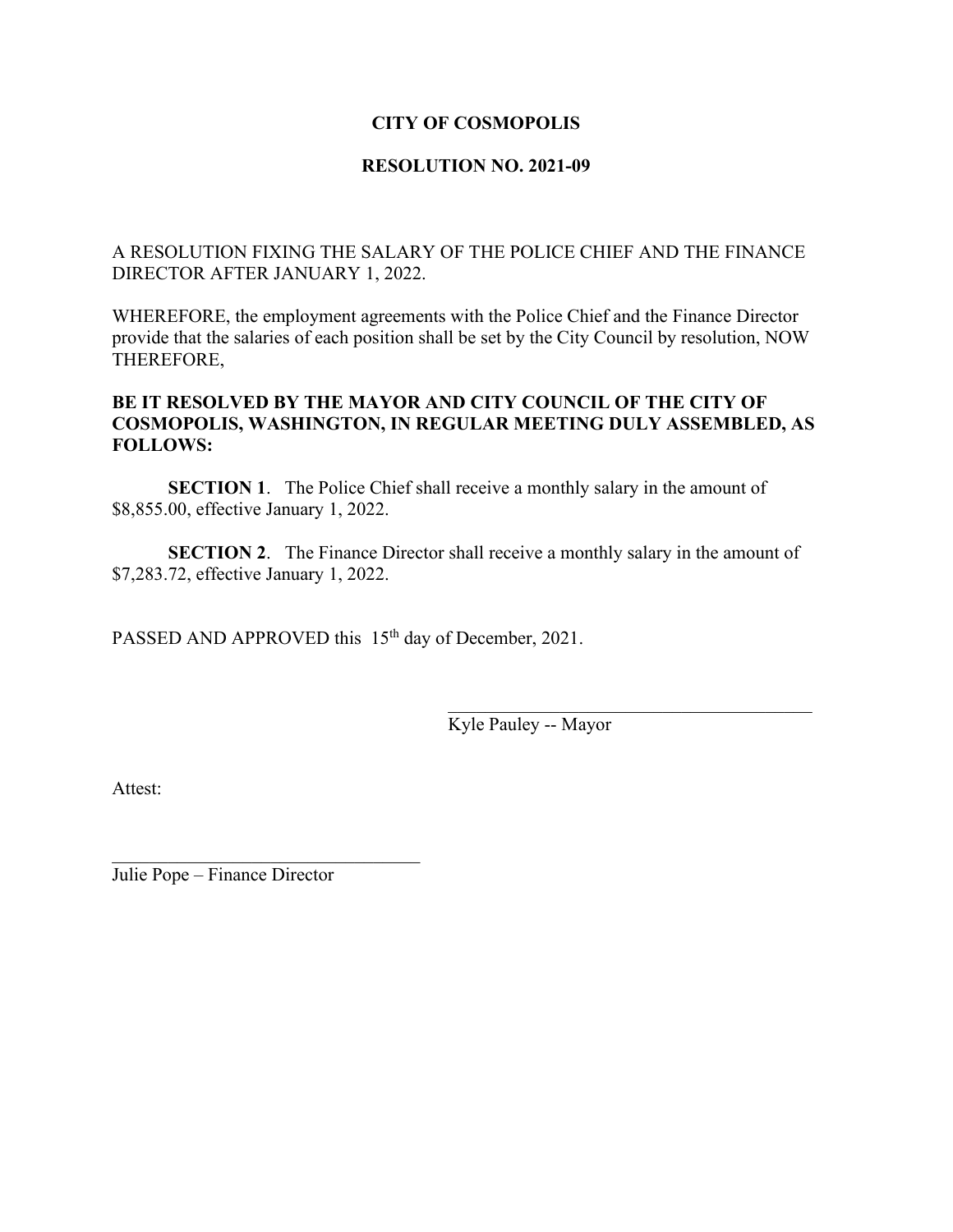# CITY OF COSMOPOLIS

## RESOLUTION NO. 2021-09

A RESOLUTION FIXING THE SALARY OF THE POLICE CHIEF AND THE FINANCE DIRECTOR AFTER JANUARY 1, 2022.

WHEREFORE, the employment agreements with the Police Chief and the Finance Director provide that the salaries of each position shall be set by the City Council by resolution, NOW THEREFORE,

**BE IT RESOLVED BY THE MAYOR AND CITY COUNCIL OF THE CITY OF COSMOPOLIS, WASHINGTON, IN REGULAR MEETING DULY ASSEMBLED, AS FOLLOWS:**

**SECTION 1**. The Police Chief shall receive a monthly salary in the amount of $8,855.00, effective January 1, 2022.

**SECTION 2**. The Finance Director shall receive a monthly salary in the amount of $7,283.72, effective January 1, 2022.

PASSED AND APPROVED this 15th day of December, 2021.

\_\_\_\_\_\_\_\_\_\_\_\_\_\_\_\_\_\_\_\_\_\_\_\_\_\_\_\_\_\_\_\_\_\_\_\_
Kyle Pauley -- Mayor

Attest:

\_\_\_\_\_\_\_\_\_\_\_\_\_\_\_\_\_\_\_\_\_\_\_\_\_\_\_\_\_\_\_\_\_\_\_\_
Julie Pope – Finance Director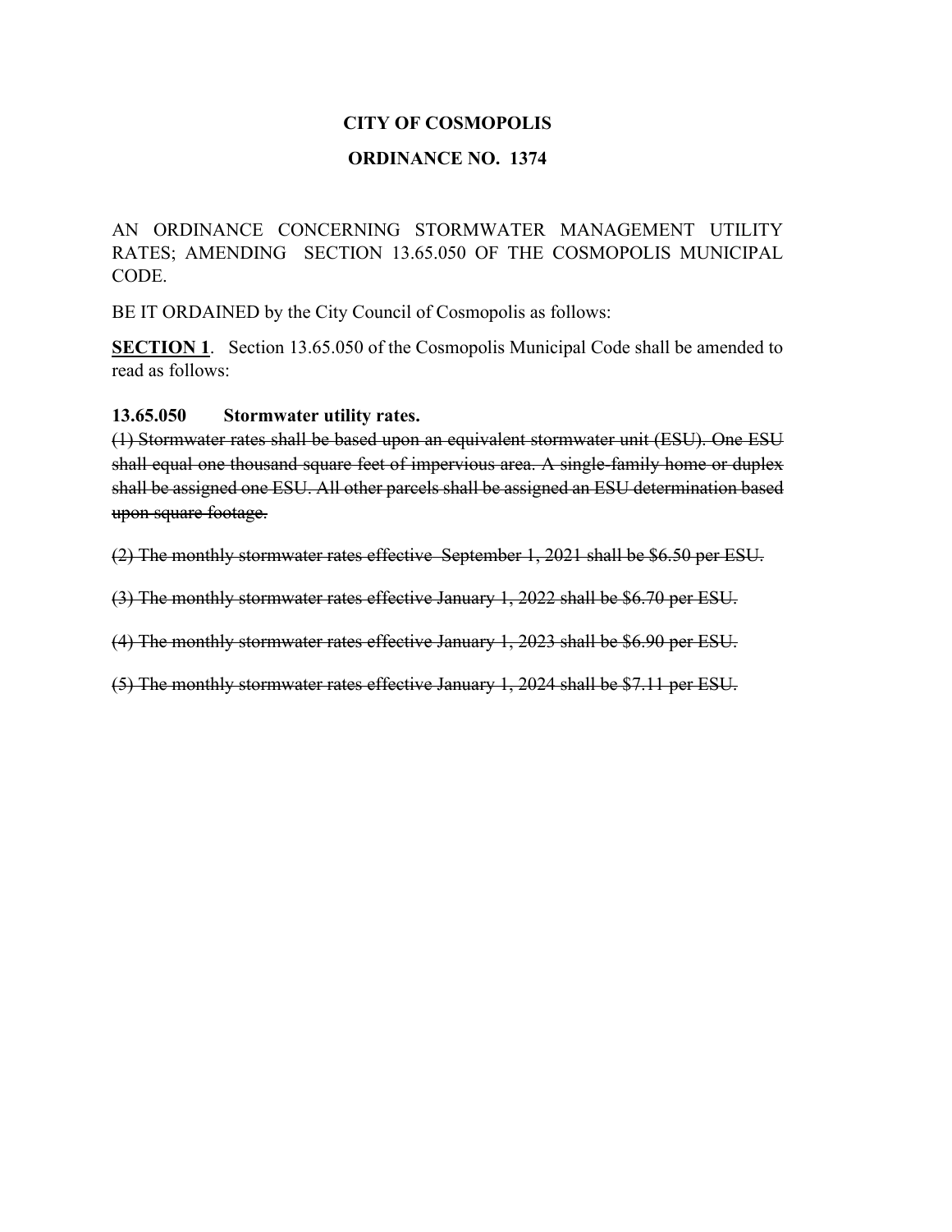**CITY OF COSMOPOLIS**

**ORDINANCE NO. 1374**

AN ORDINANCE CONCERNING STORMWATER MANAGEMENT UTILITY RATES; AMENDING SECTION 13.65.050 OF THE COSMOPOLIS MUNICIPAL CODE.

BE IT ORDAINED by the City Council of Cosmopolis as follows:

**SECTION 1**. Section 13.65.050 of the Cosmopolis Municipal Code shall be amended to read as follows:

**13.65.050 Stormwater utility rates.**

~~(1) Stormwater rates shall be based upon an equivalent stormwater unit (ESU). One ESU shall equal one thousand square feet of impervious area. A single-family home or duplex shall be assigned one ESU. All other parcels shall be assigned an ESU determination based upon square footage.~~

~~(2) The monthly stormwater rates effective September 1, 2021 shall be $6.50 per ESU.~~

~~(3) The monthly stormwater rates effective January 1, 2022 shall be $6.70 per ESU.~~

~~(4) The monthly stormwater rates effective January 1, 2023 shall be $6.90 per ESU.~~

~~(5) The monthly stormwater rates effective January 1, 2024 shall be $7.11 per ESU.~~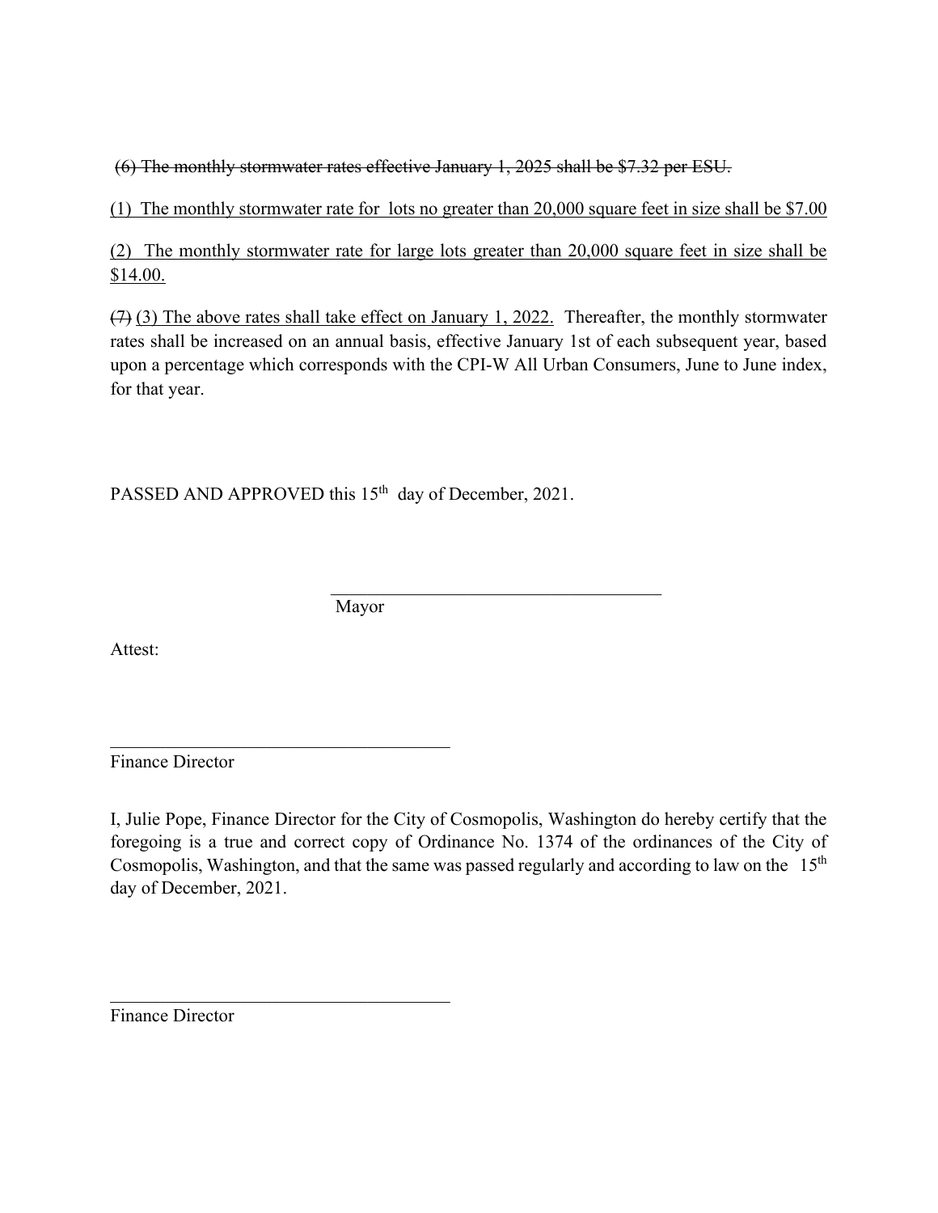~~(6) The monthly stormwater rates effective January 1, 2025 shall be $7.32 per ESU.~~

<u>(1) The monthly stormwater rate for lots no greater than 20,000 square feet in size shall be $7.00</u>

<u>(2) The monthly stormwater rate for large lots greater than 20,000 square feet in size shall be $14.00.</u>

~~(7)~~ <u>(3) The above rates shall take effect on January 1, 2022.</u> Thereafter, the monthly stormwater rates shall be increased on an annual basis, effective January 1st of each subsequent year, based upon a percentage which corresponds with the CPI-W All Urban Consumers, June to June index, for that year.

PASSED AND APPROVED this 15th day of December, 2021.

\_\_\_\_\_\_\_\_\_\_\_\_\_\_\_\_\_\_\_\_\_\_\_\_\_\_\_\_\_\_\_\_\_\_\_\_\_\_

Mayor

Attest:

\_\_\_\_\_\_\_\_\_\_\_\_\_\_\_\_\_\_\_\_\_\_\_\_\_\_\_\_\_\_\_\_\_\_\_\_\_\_

Finance Director

I, Julie Pope, Finance Director for the City of Cosmopolis, Washington do hereby certify that the foregoing is a true and correct copy of Ordinance No. 1374 of the ordinances of the City of Cosmopolis, Washington, and that the same was passed regularly and according to law on the 15th day of December, 2021.

\_\_\_\_\_\_\_\_\_\_\_\_\_\_\_\_\_\_\_\_\_\_\_\_\_\_\_\_\_\_\_\_\_\_\_\_\_\_

Finance Director